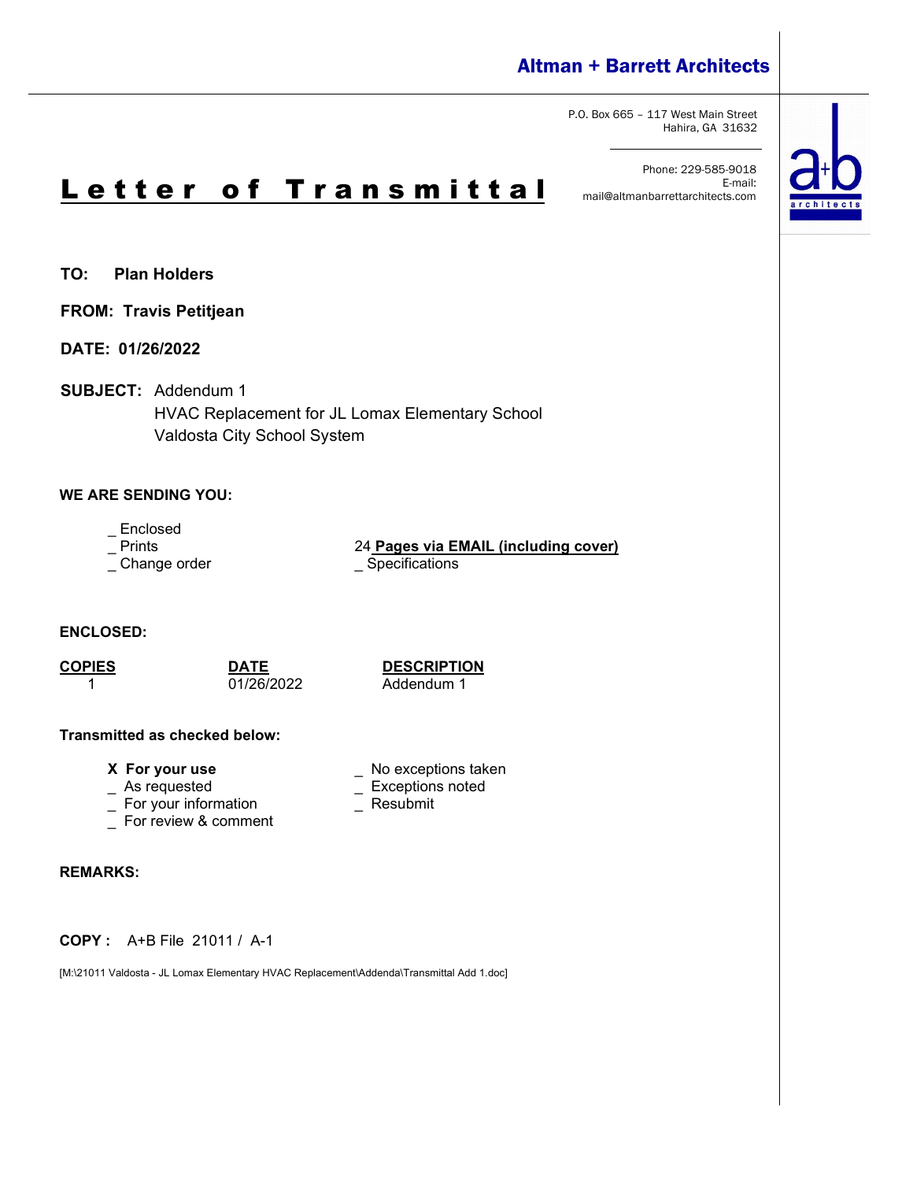**Altman + Barrett Architects**

P.O. Box 665 – 117 West Main Street
Hahira, GA 31632

Phone: 229-585-9018
E-mail:
mail@altmanbarrettarchitects.com

# Letter of Transmittal

**TO:** **Plan Holders**

**FROM:** **Travis Petitjean**

**DATE:** **01/26/2022**

**SUBJECT:** Addendum 1
HVAC Replacement for JL Lomax Elementary School
Valdosta City School System

**WE ARE SENDING YOU:**

_ Enclosed
_ Prints
_ Change order

24 **Pages via EMAIL (including cover)**
_ Specifications

**ENCLOSED:**

| COPIES | DATE | DESCRIPTION |
| --- | --- | --- |
| 1 | 01/26/2022 | Addendum 1 |

**Transmitted as checked below:**

**X For your use**
_ As requested
_ For your information
_ For review & comment

_ No exceptions taken
_ Exceptions noted
_ Resubmit

**REMARKS:**

**COPY :** A+B File 21011 / A-1

[M:\21011 Valdosta - JL Lomax Elementary HVAC Replacement\Addenda\Transmittal Add 1.doc]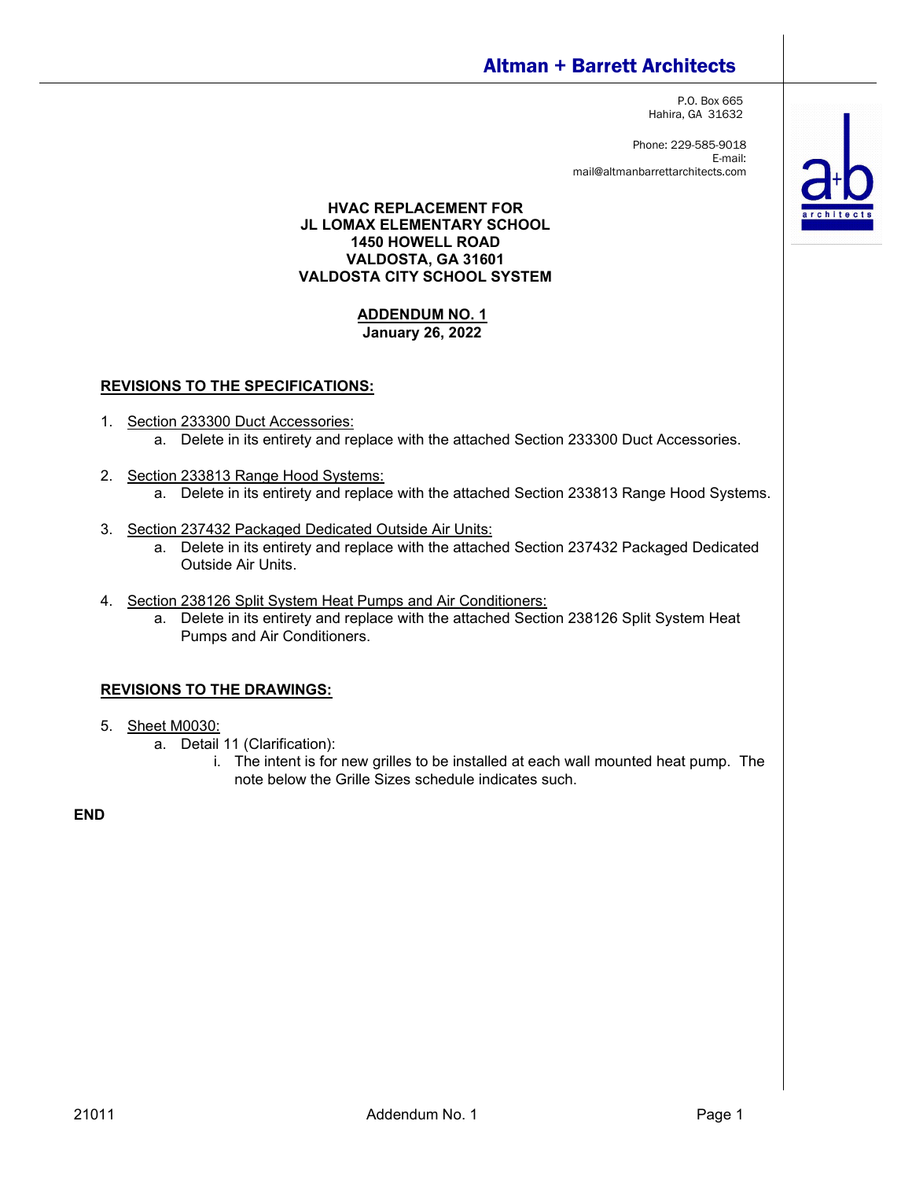# Altman + Barrett Architects

P.O. Box 665
Hahira, GA 31632

Phone: 229-585-9018
E-mail:
mail@altmanbarrettarchitects.com

**HVAC REPLACEMENT FOR**
**JL LOMAX ELEMENTARY SCHOOL**
**1450 HOWELL ROAD**
**VALDOSTA, GA 31601**
**VALDOSTA CITY SCHOOL SYSTEM**

**ADDENDUM NO. 1**
**January 26, 2022**

## REVISIONS TO THE SPECIFICATIONS:

1. Section 233300 Duct Accessories:
   a. Delete in its entirety and replace with the attached Section 233300 Duct Accessories.

2. Section 233813 Range Hood Systems:
   a. Delete in its entirety and replace with the attached Section 233813 Range Hood Systems.

3. Section 237432 Packaged Dedicated Outside Air Units:
   a. Delete in its entirety and replace with the attached Section 237432 Packaged Dedicated Outside Air Units.

4. Section 238126 Split System Heat Pumps and Air Conditioners:
   a. Delete in its entirety and replace with the attached Section 238126 Split System Heat Pumps and Air Conditioners.

## REVISIONS TO THE DRAWINGS:

5. Sheet M0030:
   a. Detail 11 (Clarification):
      i. The intent is for new grilles to be installed at each wall mounted heat pump. The note below the Grille Sizes schedule indicates such.

**END**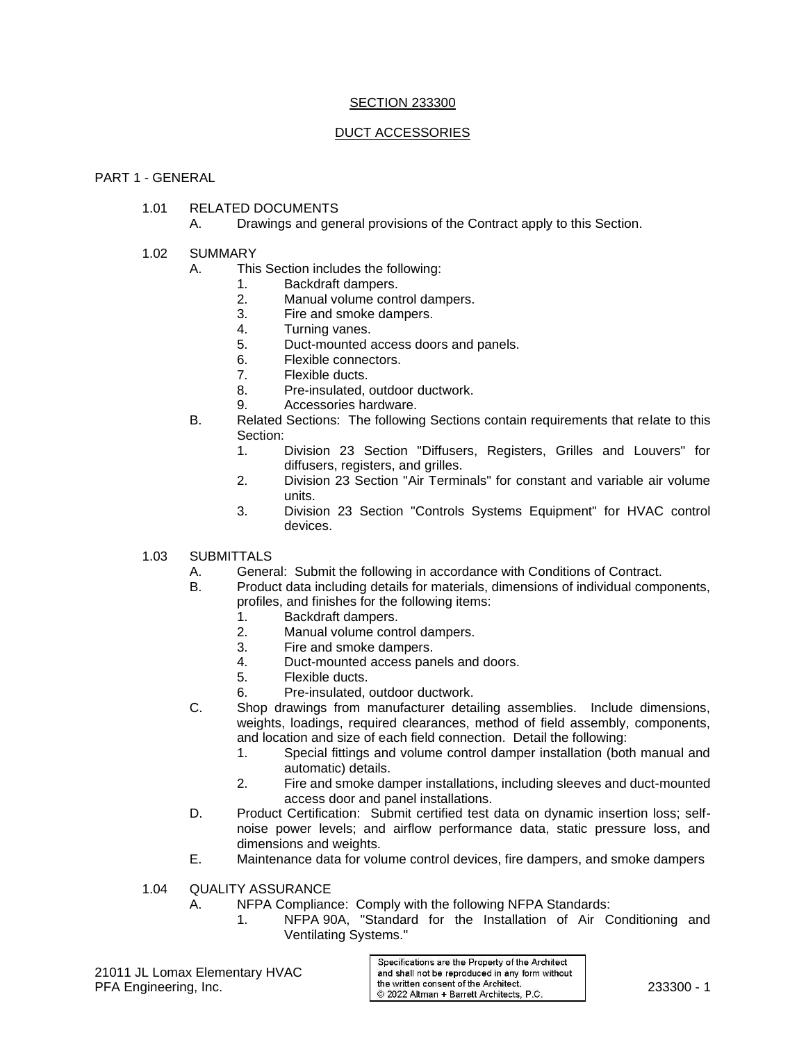# SECTION 233300

# DUCT ACCESSORIES

## PART 1 - GENERAL

### 1.01 RELATED DOCUMENTS

A. Drawings and general provisions of the Contract apply to this Section.

### 1.02 SUMMARY

A. This Section includes the following:
   1. Backdraft dampers.
   2. Manual volume control dampers.
   3. Fire and smoke dampers.
   4. Turning vanes.
   5. Duct-mounted access doors and panels.
   6. Flexible connectors.
   7. Flexible ducts.
   8. Pre-insulated, outdoor ductwork.
   9. Accessories hardware.

B. Related Sections: The following Sections contain requirements that relate to this Section:
   1. Division 23 Section "Diffusers, Registers, Grilles and Louvers" for diffusers, registers, and grilles.
   2. Division 23 Section "Air Terminals" for constant and variable air volume units.
   3. Division 23 Section "Controls Systems Equipment" for HVAC control devices.

### 1.03 SUBMITTALS

A. General: Submit the following in accordance with Conditions of Contract.

B. Product data including details for materials, dimensions of individual components, profiles, and finishes for the following items:
   1. Backdraft dampers.
   2. Manual volume control dampers.
   3. Fire and smoke dampers.
   4. Duct-mounted access panels and doors.
   5. Flexible ducts.
   6. Pre-insulated, outdoor ductwork.

C. Shop drawings from manufacturer detailing assemblies. Include dimensions, weights, loadings, required clearances, method of field assembly, components, and location and size of each field connection. Detail the following:
   1. Special fittings and volume control damper installation (both manual and automatic) details.
   2. Fire and smoke damper installations, including sleeves and duct-mounted access door and panel installations.

D. Product Certification: Submit certified test data on dynamic insertion loss; self-noise power levels; and airflow performance data, static pressure loss, and dimensions and weights.

E. Maintenance data for volume control devices, fire dampers, and smoke dampers

### 1.04 QUALITY ASSURANCE

A. NFPA Compliance: Comply with the following NFPA Standards:
   1. NFPA 90A, "Standard for the Installation of Air Conditioning and Ventilating Systems."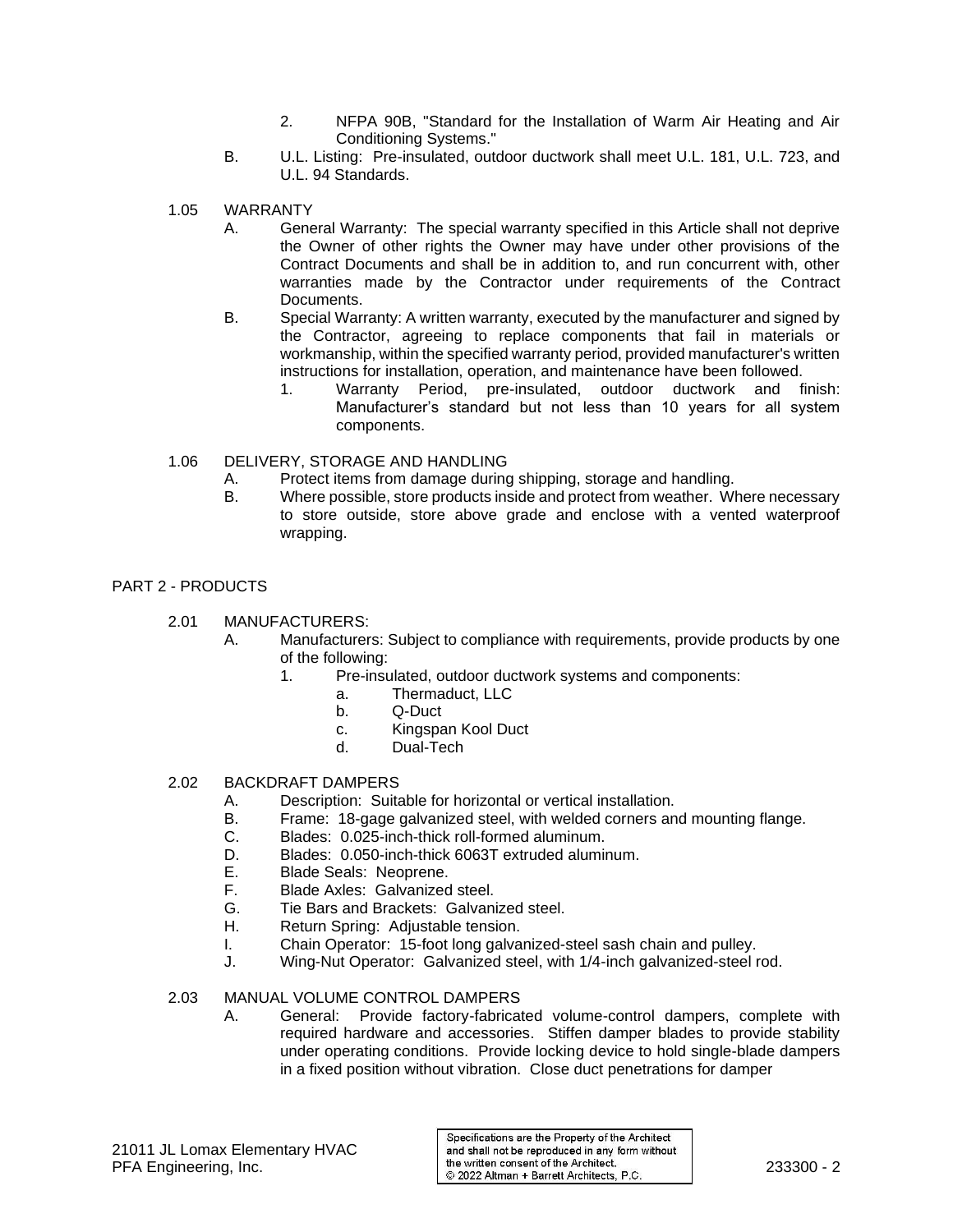2. NFPA 90B, "Standard for the Installation of Warm Air Heating and Air Conditioning Systems."

B. U.L. Listing: Pre-insulated, outdoor ductwork shall meet U.L. 181, U.L. 723, and U.L. 94 Standards.

1.05 WARRANTY

A. General Warranty: The special warranty specified in this Article shall not deprive the Owner of other rights the Owner may have under other provisions of the Contract Documents and shall be in addition to, and run concurrent with, other warranties made by the Contractor under requirements of the Contract Documents.

B. Special Warranty: A written warranty, executed by the manufacturer and signed by the Contractor, agreeing to replace components that fail in materials or workmanship, within the specified warranty period, provided manufacturer's written instructions for installation, operation, and maintenance have been followed.

1. Warranty Period, pre-insulated, outdoor ductwork and finish: Manufacturer's standard but not less than 10 years for all system components.

1.06 DELIVERY, STORAGE AND HANDLING

A. Protect items from damage during shipping, storage and handling.

B. Where possible, store products inside and protect from weather. Where necessary to store outside, store above grade and enclose with a vented waterproof wrapping.

## PART 2 - PRODUCTS

2.01 MANUFACTURERS:

A. Manufacturers: Subject to compliance with requirements, provide products by one of the following:

1. Pre-insulated, outdoor ductwork systems and components:
   a. Thermaduct, LLC
   b. Q-Duct
   c. Kingspan Kool Duct
   d. Dual-Tech

2.02 BACKDRAFT DAMPERS

A. Description: Suitable for horizontal or vertical installation.

B. Frame: 18-gage galvanized steel, with welded corners and mounting flange.

C. Blades: 0.025-inch-thick roll-formed aluminum.

D. Blades: 0.050-inch-thick 6063T extruded aluminum.

E. Blade Seals: Neoprene.

F. Blade Axles: Galvanized steel.

G. Tie Bars and Brackets: Galvanized steel.

H. Return Spring: Adjustable tension.

I. Chain Operator: 15-foot long galvanized-steel sash chain and pulley.

J. Wing-Nut Operator: Galvanized steel, with 1/4-inch galvanized-steel rod.

2.03 MANUAL VOLUME CONTROL DAMPERS

A. General: Provide factory-fabricated volume-control dampers, complete with required hardware and accessories. Stiffen damper blades to provide stability under operating conditions. Provide locking device to hold single-blade dampers in a fixed position without vibration. Close duct penetrations for damper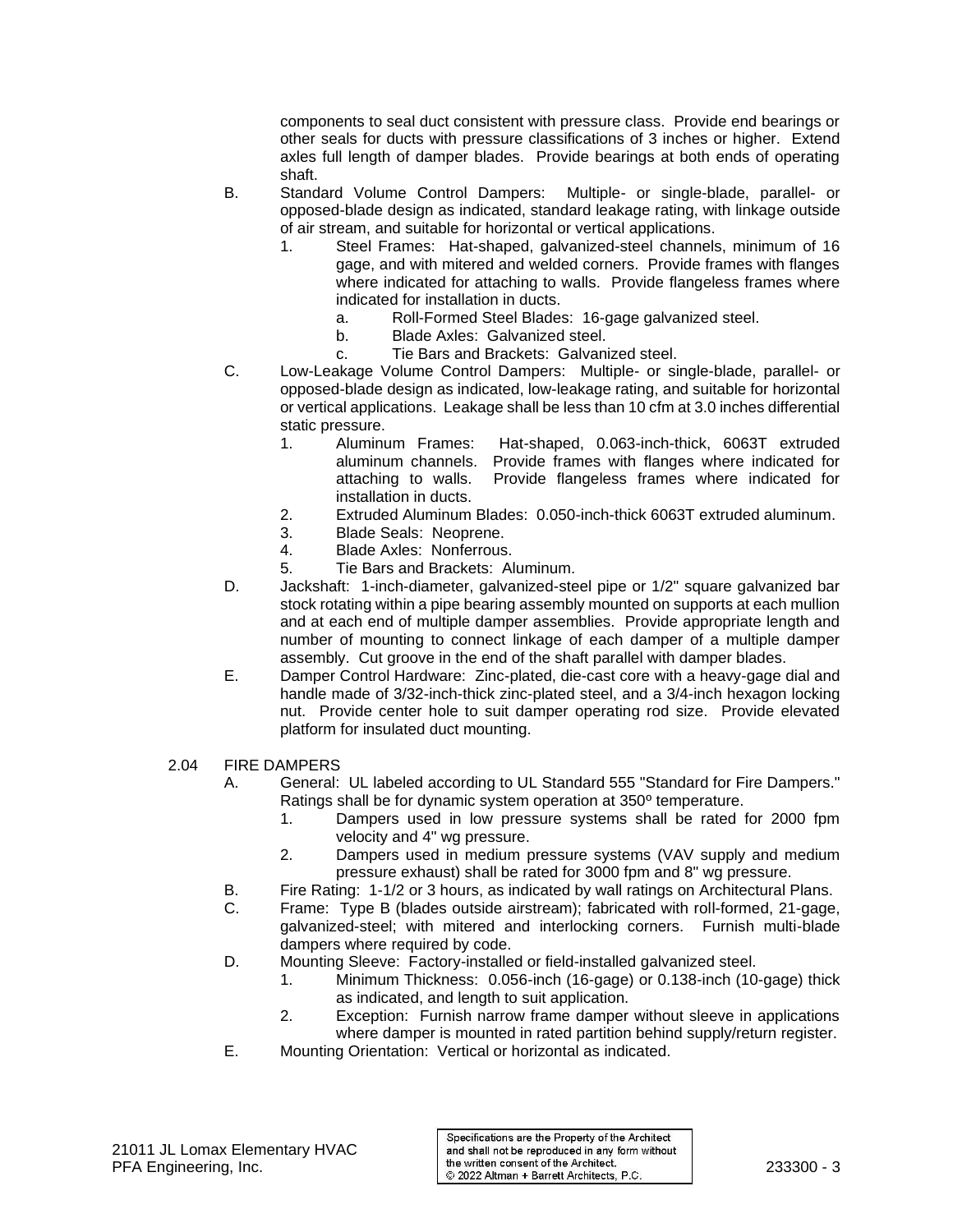components to seal duct consistent with pressure class. Provide end bearings or other seals for ducts with pressure classifications of 3 inches or higher. Extend axles full length of damper blades. Provide bearings at both ends of operating shaft.

B. Standard Volume Control Dampers: Multiple- or single-blade, parallel- or opposed-blade design as indicated, standard leakage rating, with linkage outside of air stream, and suitable for horizontal or vertical applications.
   1. Steel Frames: Hat-shaped, galvanized-steel channels, minimum of 16 gage, and with mitered and welded corners. Provide frames with flanges where indicated for attaching to walls. Provide flangeless frames where indicated for installation in ducts.
      a. Roll-Formed Steel Blades: 16-gage galvanized steel.
      b. Blade Axles: Galvanized steel.
      c. Tie Bars and Brackets: Galvanized steel.

C. Low-Leakage Volume Control Dampers: Multiple- or single-blade, parallel- or opposed-blade design as indicated, low-leakage rating, and suitable for horizontal or vertical applications. Leakage shall be less than 10 cfm at 3.0 inches differential static pressure.
   1. Aluminum Frames: Hat-shaped, 0.063-inch-thick, 6063T extruded aluminum channels. Provide frames with flanges where indicated for attaching to walls. Provide flangeless frames where indicated for installation in ducts.
   2. Extruded Aluminum Blades: 0.050-inch-thick 6063T extruded aluminum.
   3. Blade Seals: Neoprene.
   4. Blade Axles: Nonferrous.
   5. Tie Bars and Brackets: Aluminum.

D. Jackshaft: 1-inch-diameter, galvanized-steel pipe or 1/2" square galvanized bar stock rotating within a pipe bearing assembly mounted on supports at each mullion and at each end of multiple damper assemblies. Provide appropriate length and number of mounting to connect linkage of each damper of a multiple damper assembly. Cut groove in the end of the shaft parallel with damper blades.

E. Damper Control Hardware: Zinc-plated, die-cast core with a heavy-gage dial and handle made of 3/32-inch-thick zinc-plated steel, and a 3/4-inch hexagon locking nut. Provide center hole to suit damper operating rod size. Provide elevated platform for insulated duct mounting.

## 2.04 FIRE DAMPERS

A. General: UL labeled according to UL Standard 555 "Standard for Fire Dampers." Ratings shall be for dynamic system operation at 350º temperature.
   1. Dampers used in low pressure systems shall be rated for 2000 fpm velocity and 4" wg pressure.
   2. Dampers used in medium pressure systems (VAV supply and medium pressure exhaust) shall be rated for 3000 fpm and 8" wg pressure.

B. Fire Rating: 1-1/2 or 3 hours, as indicated by wall ratings on Architectural Plans.

C. Frame: Type B (blades outside airstream); fabricated with roll-formed, 21-gage, galvanized-steel; with mitered and interlocking corners. Furnish multi-blade dampers where required by code.

D. Mounting Sleeve: Factory-installed or field-installed galvanized steel.
   1. Minimum Thickness: 0.056-inch (16-gage) or 0.138-inch (10-gage) thick as indicated, and length to suit application.
   2. Exception: Furnish narrow frame damper without sleeve in applications where damper is mounted in rated partition behind supply/return register.

E. Mounting Orientation: Vertical or horizontal as indicated.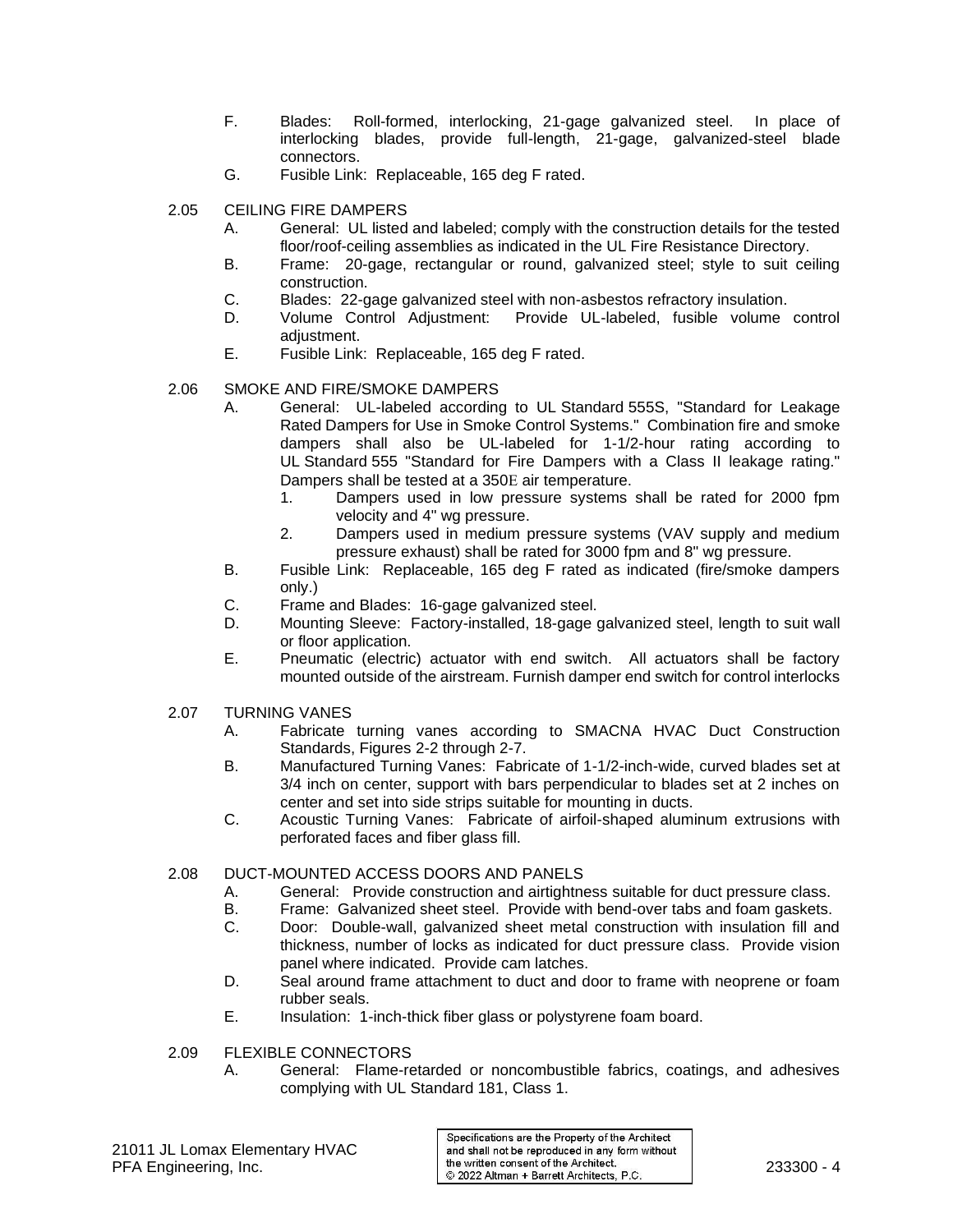F. Blades: Roll-formed, interlocking, 21-gage galvanized steel. In place of interlocking blades, provide full-length, 21-gage, galvanized-steel blade connectors.

G. Fusible Link: Replaceable, 165 deg F rated.

## 2.05 CEILING FIRE DAMPERS

A. General: UL listed and labeled; comply with the construction details for the tested floor/roof-ceiling assemblies as indicated in the UL Fire Resistance Directory.

B. Frame: 20-gage, rectangular or round, galvanized steel; style to suit ceiling construction.

C. Blades: 22-gage galvanized steel with non-asbestos refractory insulation.

D. Volume Control Adjustment: Provide UL-labeled, fusible volume control adjustment.

E. Fusible Link: Replaceable, 165 deg F rated.

## 2.06 SMOKE AND FIRE/SMOKE DAMPERS

A. General: UL-labeled according to UL Standard 555S, "Standard for Leakage Rated Dampers for Use in Smoke Control Systems." Combination fire and smoke dampers shall also be UL-labeled for 1-1/2-hour rating according to UL Standard 555 "Standard for Fire Dampers with a Class II leakage rating." Dampers shall be tested at a 350E air temperature.

1. Dampers used in low pressure systems shall be rated for 2000 fpm velocity and 4" wg pressure.
2. Dampers used in medium pressure systems (VAV supply and medium pressure exhaust) shall be rated for 3000 fpm and 8" wg pressure.

B. Fusible Link: Replaceable, 165 deg F rated as indicated (fire/smoke dampers only.)

C. Frame and Blades: 16-gage galvanized steel.

D. Mounting Sleeve: Factory-installed, 18-gage galvanized steel, length to suit wall or floor application.

E. Pneumatic (electric) actuator with end switch. All actuators shall be factory mounted outside of the airstream. Furnish damper end switch for control interlocks

## 2.07 TURNING VANES

A. Fabricate turning vanes according to SMACNA HVAC Duct Construction Standards, Figures 2-2 through 2-7.

B. Manufactured Turning Vanes: Fabricate of 1-1/2-inch-wide, curved blades set at 3/4 inch on center, support with bars perpendicular to blades set at 2 inches on center and set into side strips suitable for mounting in ducts.

C. Acoustic Turning Vanes: Fabricate of airfoil-shaped aluminum extrusions with perforated faces and fiber glass fill.

## 2.08 DUCT-MOUNTED ACCESS DOORS AND PANELS

A. General: Provide construction and airtightness suitable for duct pressure class.

B. Frame: Galvanized sheet steel. Provide with bend-over tabs and foam gaskets.

C. Door: Double-wall, galvanized sheet metal construction with insulation fill and thickness, number of locks as indicated for duct pressure class. Provide vision panel where indicated. Provide cam latches.

D. Seal around frame attachment to duct and door to frame with neoprene or foam rubber seals.

E. Insulation: 1-inch-thick fiber glass or polystyrene foam board.

## 2.09 FLEXIBLE CONNECTORS

A. General: Flame-retarded or noncombustible fabrics, coatings, and adhesives complying with UL Standard 181, Class 1.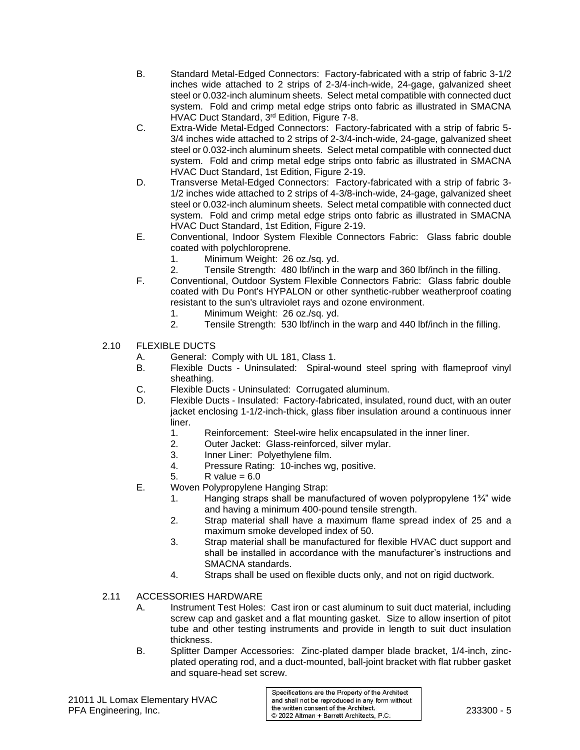B. Standard Metal-Edged Connectors: Factory-fabricated with a strip of fabric 3-1/2 inches wide attached to 2 strips of 2-3/4-inch-wide, 24-gage, galvanized sheet steel or 0.032-inch aluminum sheets. Select metal compatible with connected duct system. Fold and crimp metal edge strips onto fabric as illustrated in SMACNA HVAC Duct Standard, 3rd Edition, Figure 7-8.

C. Extra-Wide Metal-Edged Connectors: Factory-fabricated with a strip of fabric 5-3/4 inches wide attached to 2 strips of 2-3/4-inch-wide, 24-gage, galvanized sheet steel or 0.032-inch aluminum sheets. Select metal compatible with connected duct system. Fold and crimp metal edge strips onto fabric as illustrated in SMACNA HVAC Duct Standard, 1st Edition, Figure 2-19.

D. Transverse Metal-Edged Connectors: Factory-fabricated with a strip of fabric 3-1/2 inches wide attached to 2 strips of 4-3/8-inch-wide, 24-gage, galvanized sheet steel or 0.032-inch aluminum sheets. Select metal compatible with connected duct system. Fold and crimp metal edge strips onto fabric as illustrated in SMACNA HVAC Duct Standard, 1st Edition, Figure 2-19.

E. Conventional, Indoor System Flexible Connectors Fabric: Glass fabric double coated with polychloroprene.
   1. Minimum Weight: 26 oz./sq. yd.
   2. Tensile Strength: 480 lbf/inch in the warp and 360 lbf/inch in the filling.

F. Conventional, Outdoor System Flexible Connectors Fabric: Glass fabric double coated with Du Pont's HYPALON or other synthetic-rubber weatherproof coating resistant to the sun's ultraviolet rays and ozone environment.
   1. Minimum Weight: 26 oz./sq. yd.
   2. Tensile Strength: 530 lbf/inch in the warp and 440 lbf/inch in the filling.

## 2.10 FLEXIBLE DUCTS

A. General: Comply with UL 181, Class 1.

B. Flexible Ducts - Uninsulated: Spiral-wound steel spring with flameproof vinyl sheathing.

C. Flexible Ducts - Uninsulated: Corrugated aluminum.

D. Flexible Ducts - Insulated: Factory-fabricated, insulated, round duct, with an outer jacket enclosing 1-1/2-inch-thick, glass fiber insulation around a continuous inner liner.
   1. Reinforcement: Steel-wire helix encapsulated in the inner liner.
   2. Outer Jacket: Glass-reinforced, silver mylar.
   3. Inner Liner: Polyethylene film.
   4. Pressure Rating: 10-inches wg, positive.
   5. R value = 6.0

E. Woven Polypropylene Hanging Strap:
   1. Hanging straps shall be manufactured of woven polypropylene 1¾" wide and having a minimum 400-pound tensile strength.
   2. Strap material shall have a maximum flame spread index of 25 and a maximum smoke developed index of 50.
   3. Strap material shall be manufactured for flexible HVAC duct support and shall be installed in accordance with the manufacturer's instructions and SMACNA standards.
   4. Straps shall be used on flexible ducts only, and not on rigid ductwork.

## 2.11 ACCESSORIES HARDWARE

A. Instrument Test Holes: Cast iron or cast aluminum to suit duct material, including screw cap and gasket and a flat mounting gasket. Size to allow insertion of pitot tube and other testing instruments and provide in length to suit duct insulation thickness.

B. Splitter Damper Accessories: Zinc-plated damper blade bracket, 1/4-inch, zinc-plated operating rod, and a duct-mounted, ball-joint bracket with flat rubber gasket and square-head set screw.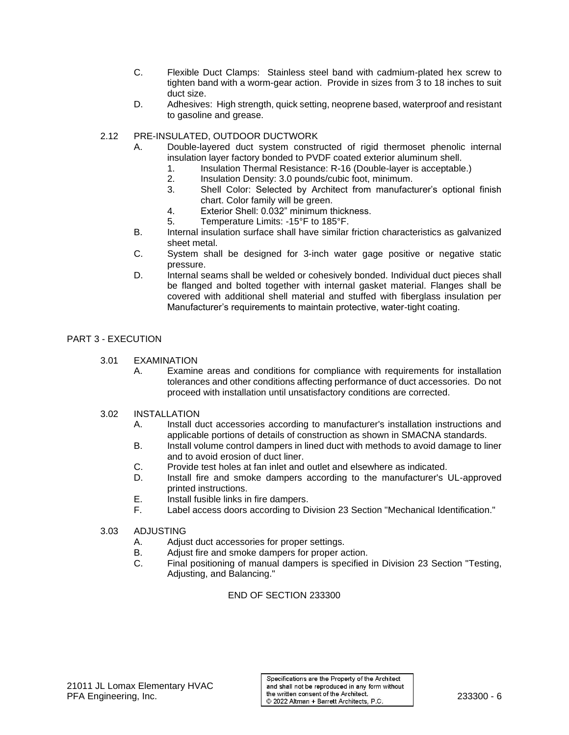C. Flexible Duct Clamps: Stainless steel band with cadmium-plated hex screw to tighten band with a worm-gear action. Provide in sizes from 3 to 18 inches to suit duct size.

D. Adhesives: High strength, quick setting, neoprene based, waterproof and resistant to gasoline and grease.

2.12 PRE-INSULATED, OUTDOOR DUCTWORK

A. Double-layered duct system constructed of rigid thermoset phenolic internal insulation layer factory bonded to PVDF coated exterior aluminum shell.

1. Insulation Thermal Resistance: R-16 (Double-layer is acceptable.)
2. Insulation Density: 3.0 pounds/cubic foot, minimum.
3. Shell Color: Selected by Architect from manufacturer's optional finish chart. Color family will be green.
4. Exterior Shell: 0.032" minimum thickness.
5. Temperature Limits: -15°F to 185°F.

B. Internal insulation surface shall have similar friction characteristics as galvanized sheet metal.

C. System shall be designed for 3-inch water gage positive or negative static pressure.

D. Internal seams shall be welded or cohesively bonded. Individual duct pieces shall be flanged and bolted together with internal gasket material. Flanges shall be covered with additional shell material and stuffed with fiberglass insulation per Manufacturer's requirements to maintain protective, water-tight coating.

## PART 3 - EXECUTION

3.01 EXAMINATION

A. Examine areas and conditions for compliance with requirements for installation tolerances and other conditions affecting performance of duct accessories. Do not proceed with installation until unsatisfactory conditions are corrected.

3.02 INSTALLATION

A. Install duct accessories according to manufacturer's installation instructions and applicable portions of details of construction as shown in SMACNA standards.

B. Install volume control dampers in lined duct with methods to avoid damage to liner and to avoid erosion of duct liner.

C. Provide test holes at fan inlet and outlet and elsewhere as indicated.

D. Install fire and smoke dampers according to the manufacturer's UL-approved printed instructions.

E. Install fusible links in fire dampers.

F. Label access doors according to Division 23 Section "Mechanical Identification."

3.03 ADJUSTING

A. Adjust duct accessories for proper settings.

B. Adjust fire and smoke dampers for proper action.

C. Final positioning of manual dampers is specified in Division 23 Section "Testing, Adjusting, and Balancing."

END OF SECTION 233300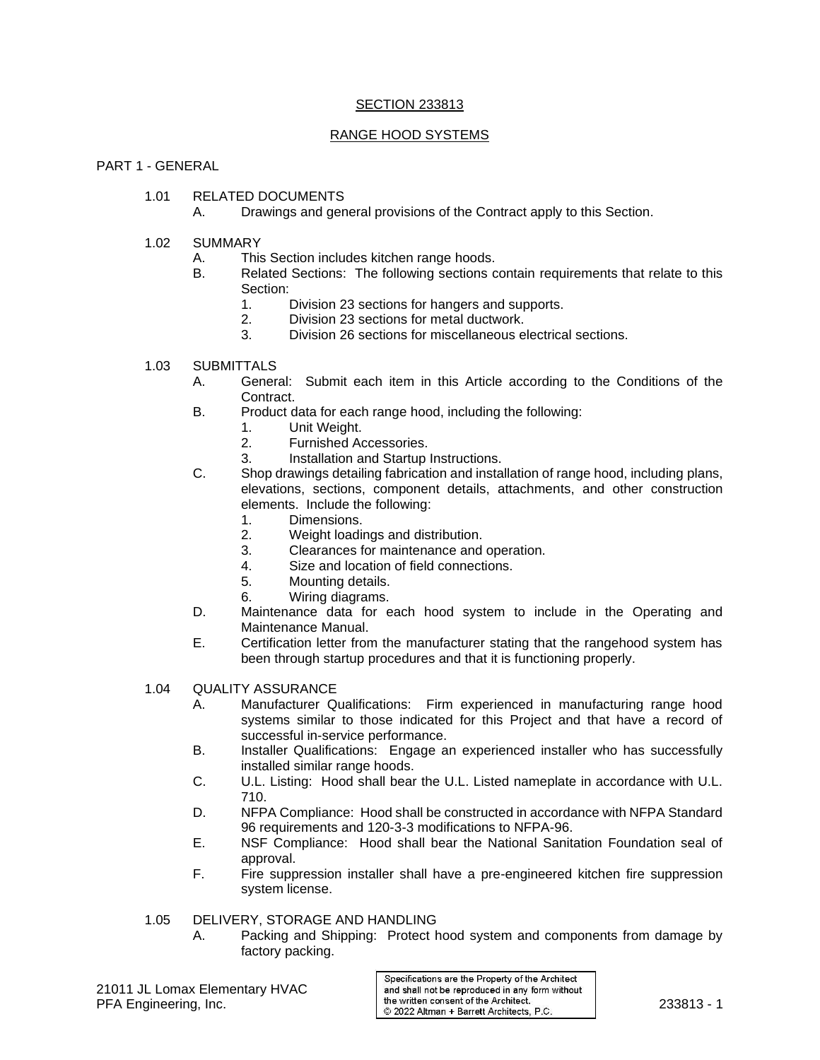## SECTION 233813

## RANGE HOOD SYSTEMS

PART 1 - GENERAL

1.01 RELATED DOCUMENTS

A. Drawings and general provisions of the Contract apply to this Section.

1.02 SUMMARY

A. This Section includes kitchen range hoods.

B. Related Sections: The following sections contain requirements that relate to this Section:

1. Division 23 sections for hangers and supports.
2. Division 23 sections for metal ductwork.
3. Division 26 sections for miscellaneous electrical sections.

1.03 SUBMITTALS

A. General: Submit each item in this Article according to the Conditions of the Contract.

B. Product data for each range hood, including the following:

1. Unit Weight.
2. Furnished Accessories.
3. Installation and Startup Instructions.

C. Shop drawings detailing fabrication and installation of range hood, including plans, elevations, sections, component details, attachments, and other construction elements. Include the following:

1. Dimensions.
2. Weight loadings and distribution.
3. Clearances for maintenance and operation.
4. Size and location of field connections.
5. Mounting details.
6. Wiring diagrams.

D. Maintenance data for each hood system to include in the Operating and Maintenance Manual.

E. Certification letter from the manufacturer stating that the rangehood system has been through startup procedures and that it is functioning properly.

1.04 QUALITY ASSURANCE

A. Manufacturer Qualifications: Firm experienced in manufacturing range hood systems similar to those indicated for this Project and that have a record of successful in-service performance.

B. Installer Qualifications: Engage an experienced installer who has successfully installed similar range hoods.

C. U.L. Listing: Hood shall bear the U.L. Listed nameplate in accordance with U.L. 710.

D. NFPA Compliance: Hood shall be constructed in accordance with NFPA Standard 96 requirements and 120-3-3 modifications to NFPA-96.

E. NSF Compliance: Hood shall bear the National Sanitation Foundation seal of approval.

F. Fire suppression installer shall have a pre-engineered kitchen fire suppression system license.

1.05 DELIVERY, STORAGE AND HANDLING

A. Packing and Shipping: Protect hood system and components from damage by factory packing.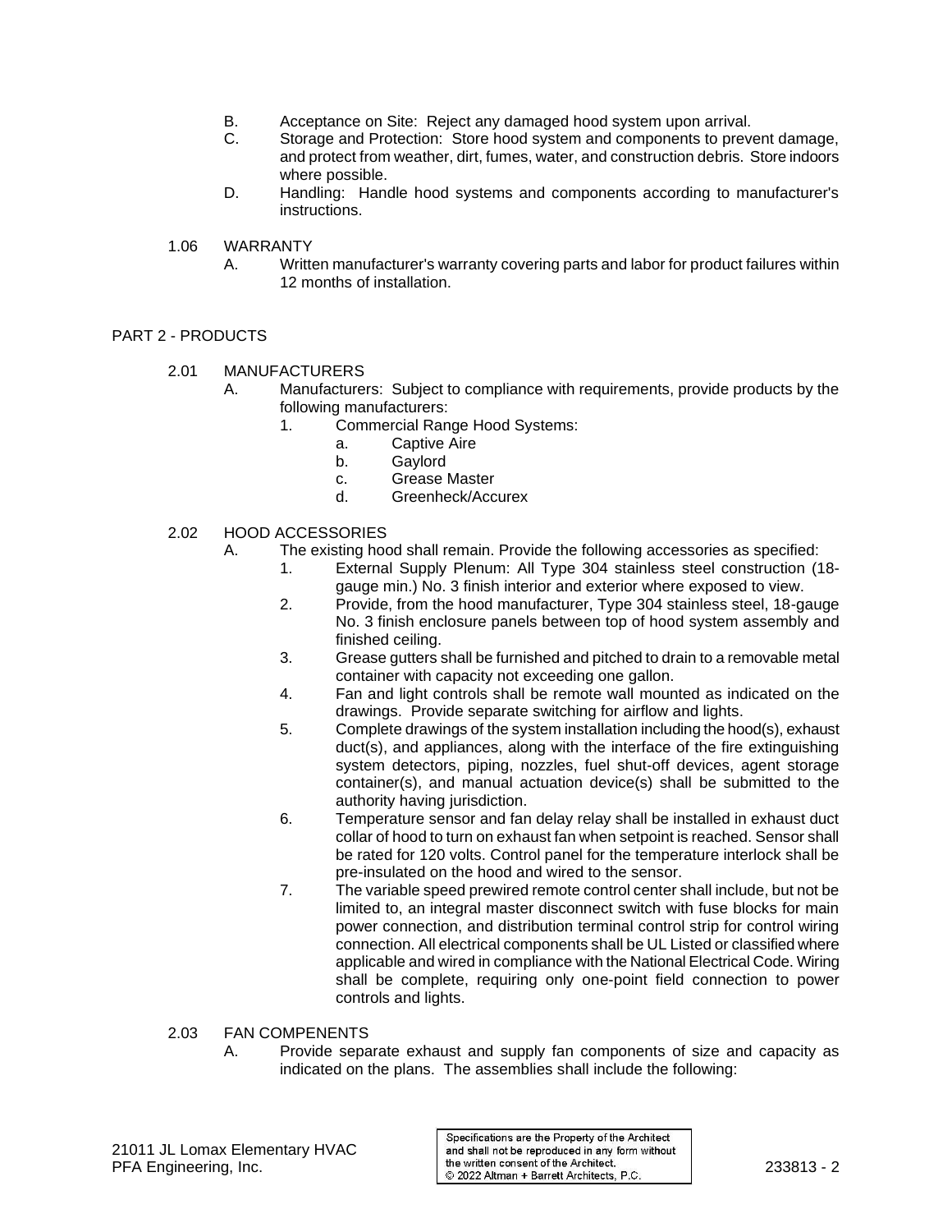B. Acceptance on Site: Reject any damaged hood system upon arrival.

C. Storage and Protection: Store hood system and components to prevent damage, and protect from weather, dirt, fumes, water, and construction debris. Store indoors where possible.

D. Handling: Handle hood systems and components according to manufacturer's instructions.

1.06 WARRANTY

A. Written manufacturer's warranty covering parts and labor for product failures within 12 months of installation.

## PART 2 - PRODUCTS

2.01 MANUFACTURERS

A. Manufacturers: Subject to compliance with requirements, provide products by the following manufacturers:

1. Commercial Range Hood Systems:
    a. Captive Aire
    b. Gaylord
    c. Grease Master
    d. Greenheck/Accurex

2.02 HOOD ACCESSORIES

A. The existing hood shall remain. Provide the following accessories as specified:

1. External Supply Plenum: All Type 304 stainless steel construction (18-gauge min.) No. 3 finish interior and exterior where exposed to view.
2. Provide, from the hood manufacturer, Type 304 stainless steel, 18-gauge No. 3 finish enclosure panels between top of hood system assembly and finished ceiling.
3. Grease gutters shall be furnished and pitched to drain to a removable metal container with capacity not exceeding one gallon.
4. Fan and light controls shall be remote wall mounted as indicated on the drawings. Provide separate switching for airflow and lights.
5. Complete drawings of the system installation including the hood(s), exhaust duct(s), and appliances, along with the interface of the fire extinguishing system detectors, piping, nozzles, fuel shut-off devices, agent storage container(s), and manual actuation device(s) shall be submitted to the authority having jurisdiction.
6. Temperature sensor and fan delay relay shall be installed in exhaust duct collar of hood to turn on exhaust fan when setpoint is reached. Sensor shall be rated for 120 volts. Control panel for the temperature interlock shall be pre-insulated on the hood and wired to the sensor.
7. The variable speed prewired remote control center shall include, but not be limited to, an integral master disconnect switch with fuse blocks for main power connection, and distribution terminal control strip for control wiring connection. All electrical components shall be UL Listed or classified where applicable and wired in compliance with the National Electrical Code. Wiring shall be complete, requiring only one-point field connection to power controls and lights.

2.03 FAN COMPENENTS

A. Provide separate exhaust and supply fan components of size and capacity as indicated on the plans. The assemblies shall include the following: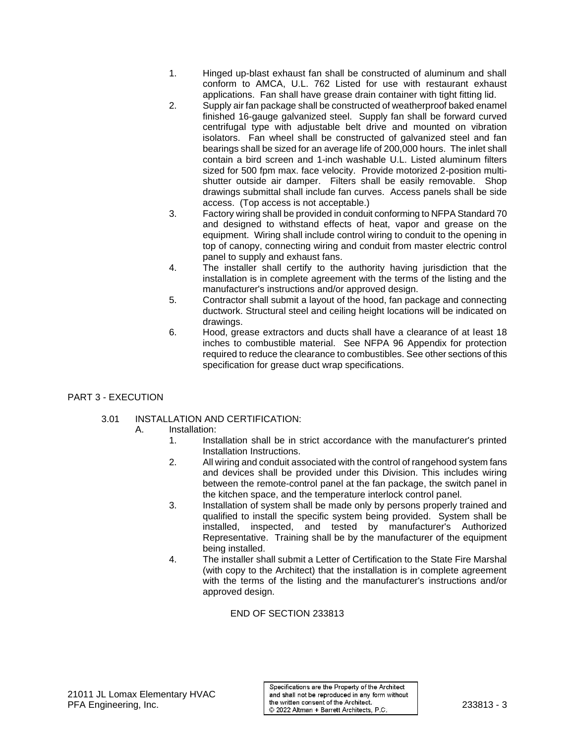1. Hinged up-blast exhaust fan shall be constructed of aluminum and shall conform to AMCA, U.L. 762 Listed for use with restaurant exhaust applications. Fan shall have grease drain container with tight fitting lid.
2. Supply air fan package shall be constructed of weatherproof baked enamel finished 16-gauge galvanized steel. Supply fan shall be forward curved centrifugal type with adjustable belt drive and mounted on vibration isolators. Fan wheel shall be constructed of galvanized steel and fan bearings shall be sized for an average life of 200,000 hours. The inlet shall contain a bird screen and 1-inch washable U.L. Listed aluminum filters sized for 500 fpm max. face velocity. Provide motorized 2-position multi-shutter outside air damper. Filters shall be easily removable. Shop drawings submittal shall include fan curves. Access panels shall be side access. (Top access is not acceptable.)
3. Factory wiring shall be provided in conduit conforming to NFPA Standard 70 and designed to withstand effects of heat, vapor and grease on the equipment. Wiring shall include control wiring to conduit to the opening in top of canopy, connecting wiring and conduit from master electric control panel to supply and exhaust fans.
4. The installer shall certify to the authority having jurisdiction that the installation is in complete agreement with the terms of the listing and the manufacturer's instructions and/or approved design.
5. Contractor shall submit a layout of the hood, fan package and connecting ductwork. Structural steel and ceiling height locations will be indicated on drawings.
6. Hood, grease extractors and ducts shall have a clearance of at least 18 inches to combustible material. See NFPA 96 Appendix for protection required to reduce the clearance to combustibles. See other sections of this specification for grease duct wrap specifications.

## PART 3 - EXECUTION

### 3.01 INSTALLATION AND CERTIFICATION:

A. Installation:

1. Installation shall be in strict accordance with the manufacturer's printed Installation Instructions.
2. All wiring and conduit associated with the control of rangehood system fans and devices shall be provided under this Division. This includes wiring between the remote-control panel at the fan package, the switch panel in the kitchen space, and the temperature interlock control panel.
3. Installation of system shall be made only by persons properly trained and qualified to install the specific system being provided. System shall be installed, inspected, and tested by manufacturer's Authorized Representative. Training shall be by the manufacturer of the equipment being installed.
4. The installer shall submit a Letter of Certification to the State Fire Marshal (with copy to the Architect) that the installation is in complete agreement with the terms of the listing and the manufacturer's instructions and/or approved design.

END OF SECTION 233813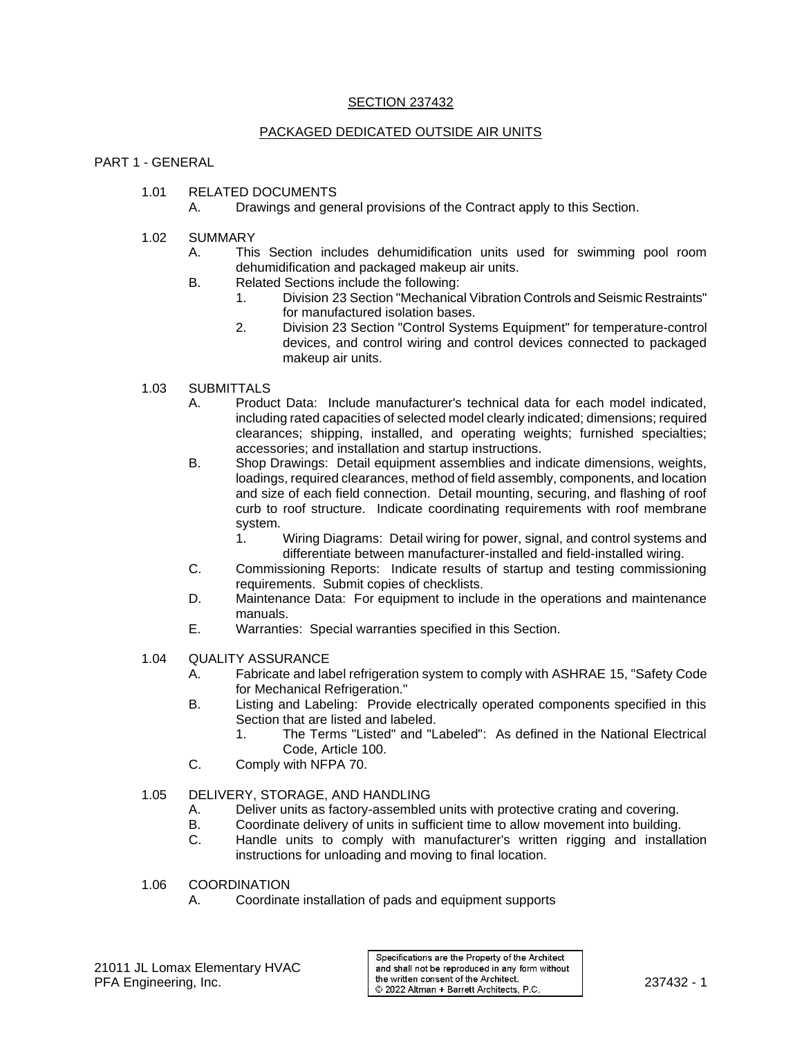# SECTION 237432

## PACKAGED DEDICATED OUTSIDE AIR UNITS

## PART 1 - GENERAL

### 1.01 RELATED DOCUMENTS

A. Drawings and general provisions of the Contract apply to this Section.

### 1.02 SUMMARY

A. This Section includes dehumidification units used for swimming pool room dehumidification and packaged makeup air units.

B. Related Sections include the following:

1. Division 23 Section "Mechanical Vibration Controls and Seismic Restraints" for manufactured isolation bases.
2. Division 23 Section "Control Systems Equipment" for temperature-control devices, and control wiring and control devices connected to packaged makeup air units.

### 1.03 SUBMITTALS

A. Product Data: Include manufacturer's technical data for each model indicated, including rated capacities of selected model clearly indicated; dimensions; required clearances; shipping, installed, and operating weights; furnished specialties; accessories; and installation and startup instructions.

B. Shop Drawings: Detail equipment assemblies and indicate dimensions, weights, loadings, required clearances, method of field assembly, components, and location and size of each field connection. Detail mounting, securing, and flashing of roof curb to roof structure. Indicate coordinating requirements with roof membrane system.

1. Wiring Diagrams: Detail wiring for power, signal, and control systems and differentiate between manufacturer-installed and field-installed wiring.

C. Commissioning Reports: Indicate results of startup and testing commissioning requirements. Submit copies of checklists.

D. Maintenance Data: For equipment to include in the operations and maintenance manuals.

E. Warranties: Special warranties specified in this Section.

### 1.04 QUALITY ASSURANCE

A. Fabricate and label refrigeration system to comply with ASHRAE 15, "Safety Code for Mechanical Refrigeration."

B. Listing and Labeling: Provide electrically operated components specified in this Section that are listed and labeled.

1. The Terms "Listed" and "Labeled": As defined in the National Electrical Code, Article 100.

C. Comply with NFPA 70.

### 1.05 DELIVERY, STORAGE, AND HANDLING

A. Deliver units as factory-assembled units with protective crating and covering.

B. Coordinate delivery of units in sufficient time to allow movement into building.

C. Handle units to comply with manufacturer's written rigging and installation instructions for unloading and moving to final location.

### 1.06 COORDINATION

A. Coordinate installation of pads and equipment supports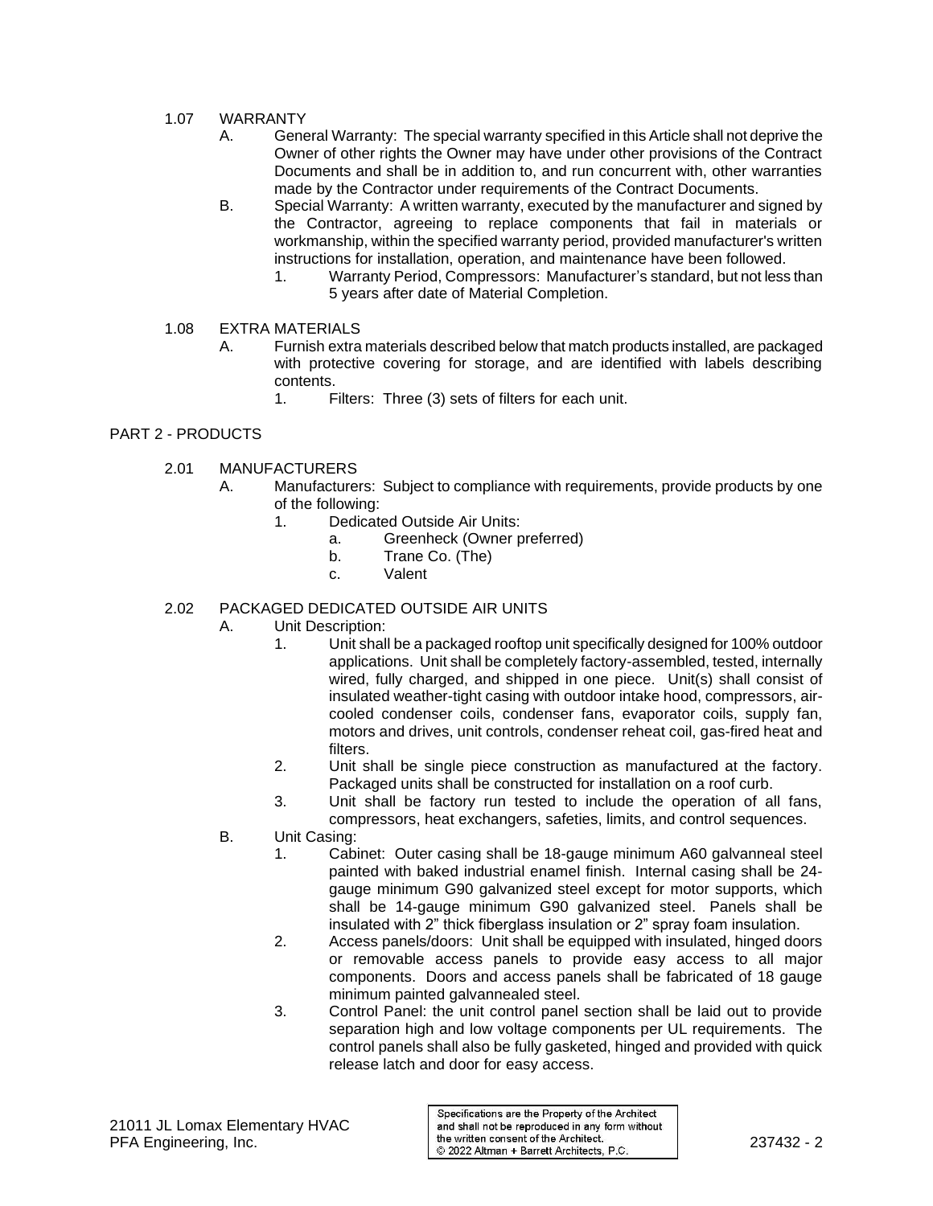1.07 WARRANTY

A. General Warranty: The special warranty specified in this Article shall not deprive the Owner of other rights the Owner may have under other provisions of the Contract Documents and shall be in addition to, and run concurrent with, other warranties made by the Contractor under requirements of the Contract Documents.

B. Special Warranty: A written warranty, executed by the manufacturer and signed by the Contractor, agreeing to replace components that fail in materials or workmanship, within the specified warranty period, provided manufacturer's written instructions for installation, operation, and maintenance have been followed.

1. Warranty Period, Compressors: Manufacturer's standard, but not less than 5 years after date of Material Completion.

1.08 EXTRA MATERIALS

A. Furnish extra materials described below that match products installed, are packaged with protective covering for storage, and are identified with labels describing contents.

1. Filters: Three (3) sets of filters for each unit.

PART 2 - PRODUCTS

2.01 MANUFACTURERS

A. Manufacturers: Subject to compliance with requirements, provide products by one of the following:

1. Dedicated Outside Air Units:
   a. Greenheck (Owner preferred)
   b. Trane Co. (The)
   c. Valent

2.02 PACKAGED DEDICATED OUTSIDE AIR UNITS

A. Unit Description:

1. Unit shall be a packaged rooftop unit specifically designed for 100% outdoor applications. Unit shall be completely factory-assembled, tested, internally wired, fully charged, and shipped in one piece. Unit(s) shall consist of insulated weather-tight casing with outdoor intake hood, compressors, air-cooled condenser coils, condenser fans, evaporator coils, supply fan, motors and drives, unit controls, condenser reheat coil, gas-fired heat and filters.
2. Unit shall be single piece construction as manufactured at the factory. Packaged units shall be constructed for installation on a roof curb.
3. Unit shall be factory run tested to include the operation of all fans, compressors, heat exchangers, safeties, limits, and control sequences.

B. Unit Casing:

1. Cabinet: Outer casing shall be 18-gauge minimum A60 galvanneal steel painted with baked industrial enamel finish. Internal casing shall be 24-gauge minimum G90 galvanized steel except for motor supports, which shall be 14-gauge minimum G90 galvanized steel. Panels shall be insulated with 2" thick fiberglass insulation or 2" spray foam insulation.
2. Access panels/doors: Unit shall be equipped with insulated, hinged doors or removable access panels to provide easy access to all major components. Doors and access panels shall be fabricated of 18 gauge minimum painted galvannealed steel.
3. Control Panel: the unit control panel section shall be laid out to provide separation high and low voltage components per UL requirements. The control panels shall also be fully gasketed, hinged and provided with quick release latch and door for easy access.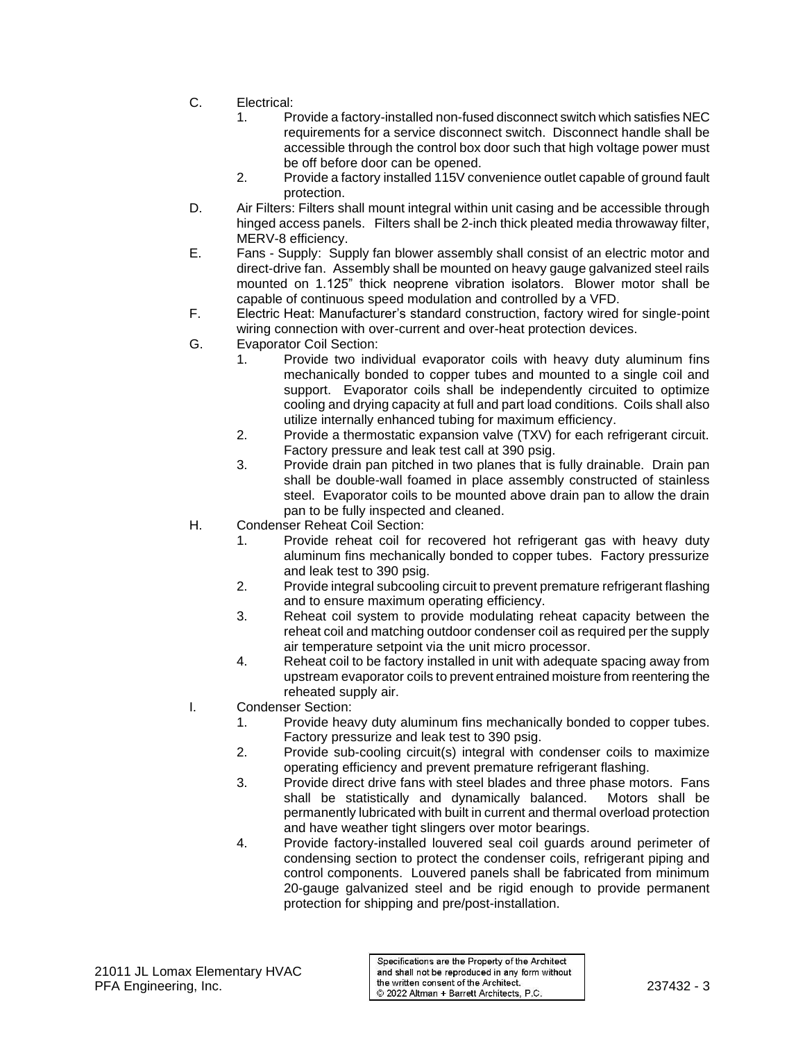C. Electrical:
   1. Provide a factory-installed non-fused disconnect switch which satisfies NEC requirements for a service disconnect switch. Disconnect handle shall be accessible through the control box door such that high voltage power must be off before door can be opened.
   2. Provide a factory installed 115V convenience outlet capable of ground fault protection.

D. Air Filters: Filters shall mount integral within unit casing and be accessible through hinged access panels. Filters shall be 2-inch thick pleated media throwaway filter, MERV-8 efficiency.

E. Fans - Supply: Supply fan blower assembly shall consist of an electric motor and direct-drive fan. Assembly shall be mounted on heavy gauge galvanized steel rails mounted on 1.125" thick neoprene vibration isolators. Blower motor shall be capable of continuous speed modulation and controlled by a VFD.

F. Electric Heat: Manufacturer's standard construction, factory wired for single-point wiring connection with over-current and over-heat protection devices.

G. Evaporator Coil Section:
   1. Provide two individual evaporator coils with heavy duty aluminum fins mechanically bonded to copper tubes and mounted to a single coil and support. Evaporator coils shall be independently circuited to optimize cooling and drying capacity at full and part load conditions. Coils shall also utilize internally enhanced tubing for maximum efficiency.
   2. Provide a thermostatic expansion valve (TXV) for each refrigerant circuit. Factory pressure and leak test call at 390 psig.
   3. Provide drain pan pitched in two planes that is fully drainable. Drain pan shall be double-wall foamed in place assembly constructed of stainless steel. Evaporator coils to be mounted above drain pan to allow the drain pan to be fully inspected and cleaned.

H. Condenser Reheat Coil Section:
   1. Provide reheat coil for recovered hot refrigerant gas with heavy duty aluminum fins mechanically bonded to copper tubes. Factory pressurize and leak test to 390 psig.
   2. Provide integral subcooling circuit to prevent premature refrigerant flashing and to ensure maximum operating efficiency.
   3. Reheat coil system to provide modulating reheat capacity between the reheat coil and matching outdoor condenser coil as required per the supply air temperature setpoint via the unit micro processor.
   4. Reheat coil to be factory installed in unit with adequate spacing away from upstream evaporator coils to prevent entrained moisture from reentering the reheated supply air.

I. Condenser Section:
   1. Provide heavy duty aluminum fins mechanically bonded to copper tubes. Factory pressurize and leak test to 390 psig.
   2. Provide sub-cooling circuit(s) integral with condenser coils to maximize operating efficiency and prevent premature refrigerant flashing.
   3. Provide direct drive fans with steel blades and three phase motors. Fans shall be statistically and dynamically balanced. Motors shall be permanently lubricated with built in current and thermal overload protection and have weather tight slingers over motor bearings.
   4. Provide factory-installed louvered seal coil guards around perimeter of condensing section to protect the condenser coils, refrigerant piping and control components. Louvered panels shall be fabricated from minimum 20-gauge galvanized steel and be rigid enough to provide permanent protection for shipping and pre/post-installation.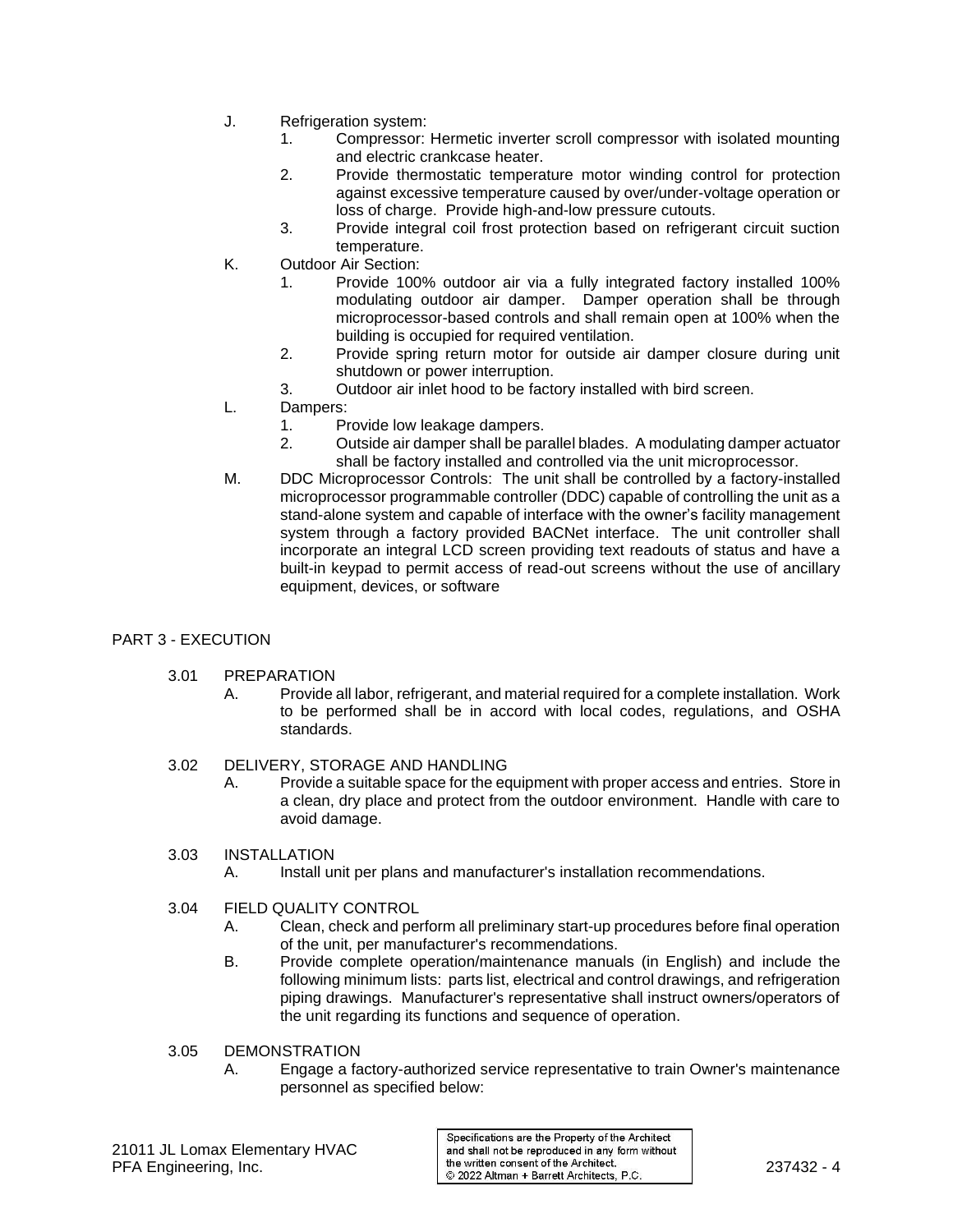J. Refrigeration system:
   1. Compressor: Hermetic inverter scroll compressor with isolated mounting and electric crankcase heater.
   2. Provide thermostatic temperature motor winding control for protection against excessive temperature caused by over/under-voltage operation or loss of charge. Provide high-and-low pressure cutouts.
   3. Provide integral coil frost protection based on refrigerant circuit suction temperature.

K. Outdoor Air Section:
   1. Provide 100% outdoor air via a fully integrated factory installed 100% modulating outdoor air damper. Damper operation shall be through microprocessor-based controls and shall remain open at 100% when the building is occupied for required ventilation.
   2. Provide spring return motor for outside air damper closure during unit shutdown or power interruption.
   3. Outdoor air inlet hood to be factory installed with bird screen.

L. Dampers:
   1. Provide low leakage dampers.
   2. Outside air damper shall be parallel blades. A modulating damper actuator shall be factory installed and controlled via the unit microprocessor.

M. DDC Microprocessor Controls: The unit shall be controlled by a factory-installed microprocessor programmable controller (DDC) capable of controlling the unit as a stand-alone system and capable of interface with the owner's facility management system through a factory provided BACNet interface. The unit controller shall incorporate an integral LCD screen providing text readouts of status and have a built-in keypad to permit access of read-out screens without the use of ancillary equipment, devices, or software

## PART 3 - EXECUTION

### 3.01 PREPARATION

A. Provide all labor, refrigerant, and material required for a complete installation. Work to be performed shall be in accord with local codes, regulations, and OSHA standards.

### 3.02 DELIVERY, STORAGE AND HANDLING

A. Provide a suitable space for the equipment with proper access and entries. Store in a clean, dry place and protect from the outdoor environment. Handle with care to avoid damage.

### 3.03 INSTALLATION

A. Install unit per plans and manufacturer's installation recommendations.

### 3.04 FIELD QUALITY CONTROL

A. Clean, check and perform all preliminary start-up procedures before final operation of the unit, per manufacturer's recommendations.

B. Provide complete operation/maintenance manuals (in English) and include the following minimum lists: parts list, electrical and control drawings, and refrigeration piping drawings. Manufacturer's representative shall instruct owners/operators of the unit regarding its functions and sequence of operation.

### 3.05 DEMONSTRATION

A. Engage a factory-authorized service representative to train Owner's maintenance personnel as specified below: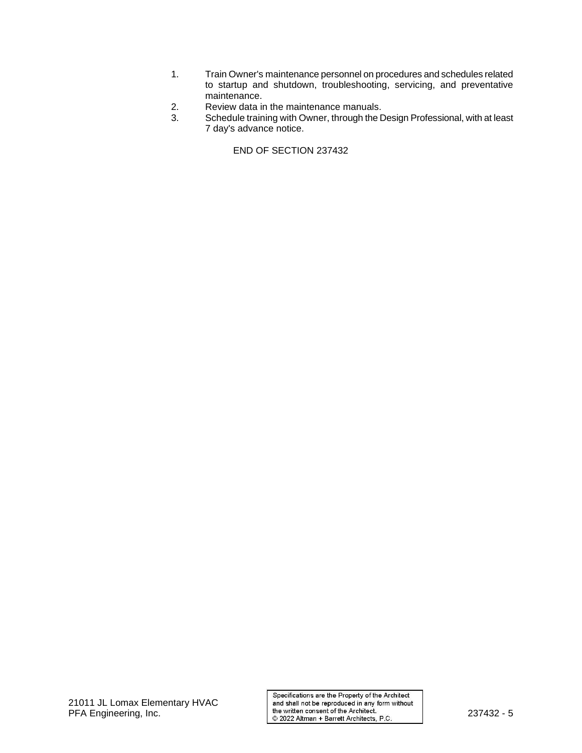1. Train Owner's maintenance personnel on procedures and schedules related to startup and shutdown, troubleshooting, servicing, and preventative maintenance.
2. Review data in the maintenance manuals.
3. Schedule training with Owner, through the Design Professional, with at least 7 day's advance notice.

END OF SECTION 237432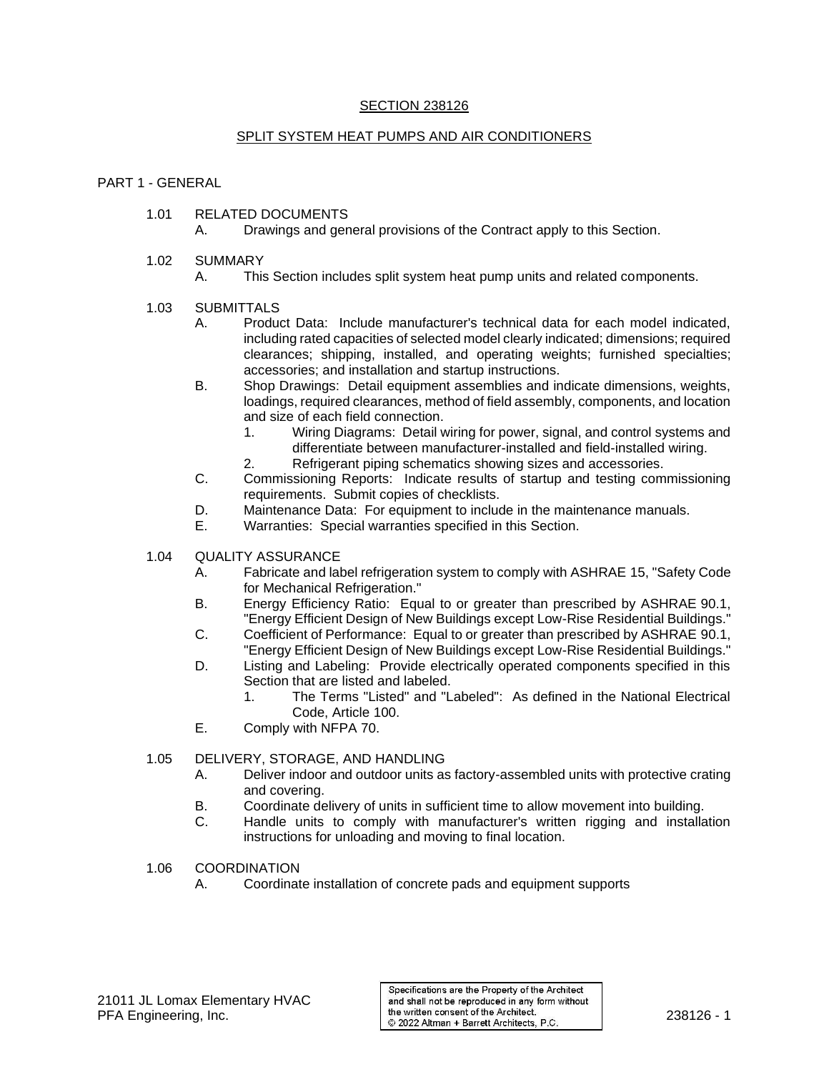# SECTION 238126

## SPLIT SYSTEM HEAT PUMPS AND AIR CONDITIONERS

## PART 1 - GENERAL

1.01 RELATED DOCUMENTS
- A. Drawings and general provisions of the Contract apply to this Section.

1.02 SUMMARY
- A. This Section includes split system heat pump units and related components.

1.03 SUBMITTALS
- A. Product Data: Include manufacturer's technical data for each model indicated, including rated capacities of selected model clearly indicated; dimensions; required clearances; shipping, installed, and operating weights; furnished specialties; accessories; and installation and startup instructions.
- B. Shop Drawings: Detail equipment assemblies and indicate dimensions, weights, loadings, required clearances, method of field assembly, components, and location and size of each field connection.
  1. Wiring Diagrams: Detail wiring for power, signal, and control systems and differentiate between manufacturer-installed and field-installed wiring.
  2. Refrigerant piping schematics showing sizes and accessories.
- C. Commissioning Reports: Indicate results of startup and testing commissioning requirements. Submit copies of checklists.
- D. Maintenance Data: For equipment to include in the maintenance manuals.
- E. Warranties: Special warranties specified in this Section.

1.04 QUALITY ASSURANCE
- A. Fabricate and label refrigeration system to comply with ASHRAE 15, "Safety Code for Mechanical Refrigeration."
- B. Energy Efficiency Ratio: Equal to or greater than prescribed by ASHRAE 90.1, "Energy Efficient Design of New Buildings except Low-Rise Residential Buildings."
- C. Coefficient of Performance: Equal to or greater than prescribed by ASHRAE 90.1, "Energy Efficient Design of New Buildings except Low-Rise Residential Buildings."
- D. Listing and Labeling: Provide electrically operated components specified in this Section that are listed and labeled.
  1. The Terms "Listed" and "Labeled": As defined in the National Electrical Code, Article 100.
- E. Comply with NFPA 70.

1.05 DELIVERY, STORAGE, AND HANDLING
- A. Deliver indoor and outdoor units as factory-assembled units with protective crating and covering.
- B. Coordinate delivery of units in sufficient time to allow movement into building.
- C. Handle units to comply with manufacturer's written rigging and installation instructions for unloading and moving to final location.

1.06 COORDINATION
- A. Coordinate installation of concrete pads and equipment supports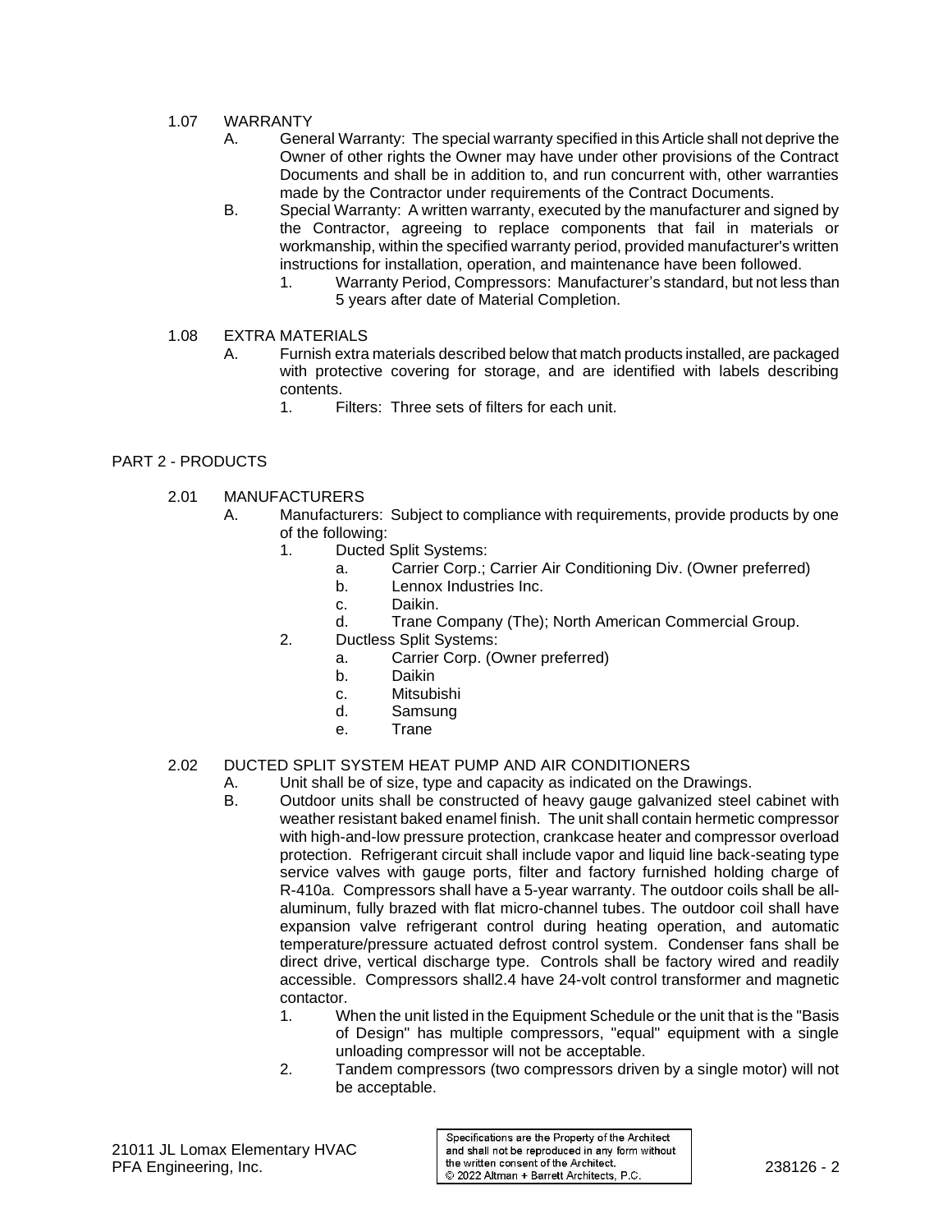1.07 WARRANTY

A. General Warranty: The special warranty specified in this Article shall not deprive the Owner of other rights the Owner may have under other provisions of the Contract Documents and shall be in addition to, and run concurrent with, other warranties made by the Contractor under requirements of the Contract Documents.

B. Special Warranty: A written warranty, executed by the manufacturer and signed by the Contractor, agreeing to replace components that fail in materials or workmanship, within the specified warranty period, provided manufacturer's written instructions for installation, operation, and maintenance have been followed.

1. Warranty Period, Compressors: Manufacturer's standard, but not less than 5 years after date of Material Completion.

1.08 EXTRA MATERIALS

A. Furnish extra materials described below that match products installed, are packaged with protective covering for storage, and are identified with labels describing contents.

1. Filters: Three sets of filters for each unit.

PART 2 - PRODUCTS

2.01 MANUFACTURERS

A. Manufacturers: Subject to compliance with requirements, provide products by one of the following:

1. Ducted Split Systems:
   a. Carrier Corp.; Carrier Air Conditioning Div. (Owner preferred)
   b. Lennox Industries Inc.
   c. Daikin.
   d. Trane Company (The); North American Commercial Group.
2. Ductless Split Systems:
   a. Carrier Corp. (Owner preferred)
   b. Daikin
   c. Mitsubishi
   d. Samsung
   e. Trane

2.02 DUCTED SPLIT SYSTEM HEAT PUMP AND AIR CONDITIONERS

A. Unit shall be of size, type and capacity as indicated on the Drawings.

B. Outdoor units shall be constructed of heavy gauge galvanized steel cabinet with weather resistant baked enamel finish. The unit shall contain hermetic compressor with high-and-low pressure protection, crankcase heater and compressor overload protection. Refrigerant circuit shall include vapor and liquid line back-seating type service valves with gauge ports, filter and factory furnished holding charge of R-410a. Compressors shall have a 5-year warranty. The outdoor coils shall be all-aluminum, fully brazed with flat micro-channel tubes. The outdoor coil shall have expansion valve refrigerant control during heating operation, and automatic temperature/pressure actuated defrost control system. Condenser fans shall be direct drive, vertical discharge type. Controls shall be factory wired and readily accessible. Compressors shall2.4 have 24-volt control transformer and magnetic contactor.

1. When the unit listed in the Equipment Schedule or the unit that is the "Basis of Design" has multiple compressors, "equal" equipment with a single unloading compressor will not be acceptable.
2. Tandem compressors (two compressors driven by a single motor) will not be acceptable.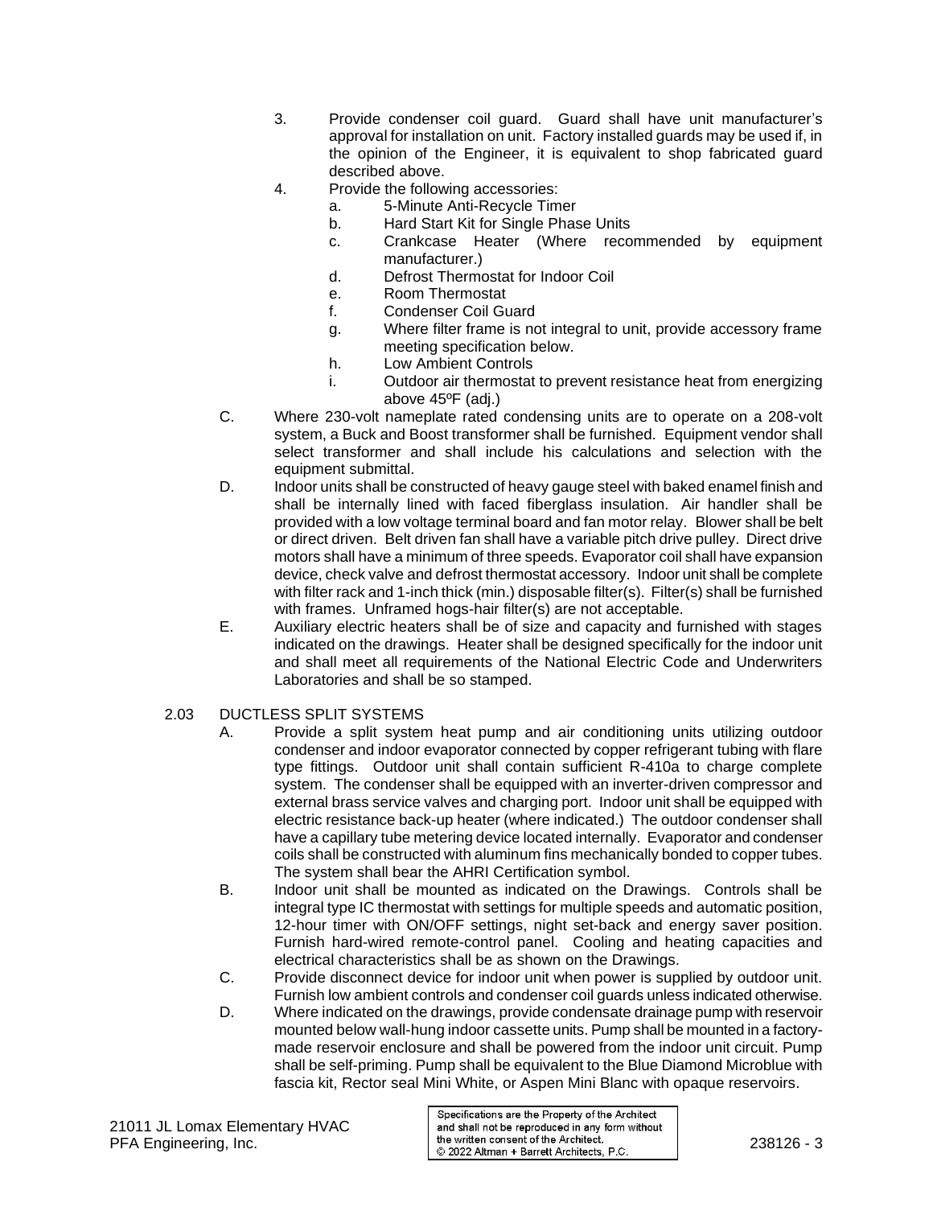3. Provide condenser coil guard. Guard shall have unit manufacturer's approval for installation on unit. Factory installed guards may be used if, in the opinion of the Engineer, it is equivalent to shop fabricated guard described above.
4. Provide the following accessories:
    a. 5-Minute Anti-Recycle Timer
    b. Hard Start Kit for Single Phase Units
    c. Crankcase Heater (Where recommended by equipment manufacturer.)
    d. Defrost Thermostat for Indoor Coil
    e. Room Thermostat
    f. Condenser Coil Guard
    g. Where filter frame is not integral to unit, provide accessory frame meeting specification below.
    h. Low Ambient Controls
    i. Outdoor air thermostat to prevent resistance heat from energizing above 45ºF (adj.)

C. Where 230-volt nameplate rated condensing units are to operate on a 208-volt system, a Buck and Boost transformer shall be furnished. Equipment vendor shall select transformer and shall include his calculations and selection with the equipment submittal.

D. Indoor units shall be constructed of heavy gauge steel with baked enamel finish and shall be internally lined with faced fiberglass insulation. Air handler shall be provided with a low voltage terminal board and fan motor relay. Blower shall be belt or direct driven. Belt driven fan shall have a variable pitch drive pulley. Direct drive motors shall have a minimum of three speeds. Evaporator coil shall have expansion device, check valve and defrost thermostat accessory. Indoor unit shall be complete with filter rack and 1-inch thick (min.) disposable filter(s). Filter(s) shall be furnished with frames. Unframed hogs-hair filter(s) are not acceptable.

E. Auxiliary electric heaters shall be of size and capacity and furnished with stages indicated on the drawings. Heater shall be designed specifically for the indoor unit and shall meet all requirements of the National Electric Code and Underwriters Laboratories and shall be so stamped.

## 2.03 DUCTLESS SPLIT SYSTEMS

A. Provide a split system heat pump and air conditioning units utilizing outdoor condenser and indoor evaporator connected by copper refrigerant tubing with flare type fittings. Outdoor unit shall contain sufficient R-410a to charge complete system. The condenser shall be equipped with an inverter-driven compressor and external brass service valves and charging port. Indoor unit shall be equipped with electric resistance back-up heater (where indicated.) The outdoor condenser shall have a capillary tube metering device located internally. Evaporator and condenser coils shall be constructed with aluminum fins mechanically bonded to copper tubes. The system shall bear the AHRI Certification symbol.

B. Indoor unit shall be mounted as indicated on the Drawings. Controls shall be integral type IC thermostat with settings for multiple speeds and automatic position, 12-hour timer with ON/OFF settings, night set-back and energy saver position. Furnish hard-wired remote-control panel. Cooling and heating capacities and electrical characteristics shall be as shown on the Drawings.

C. Provide disconnect device for indoor unit when power is supplied by outdoor unit. Furnish low ambient controls and condenser coil guards unless indicated otherwise.

D. Where indicated on the drawings, provide condensate drainage pump with reservoir mounted below wall-hung indoor cassette units. Pump shall be mounted in a factory-made reservoir enclosure and shall be powered from the indoor unit circuit. Pump shall be self-priming. Pump shall be equivalent to the Blue Diamond Microblue with fascia kit, Rector seal Mini White, or Aspen Mini Blanc with opaque reservoirs.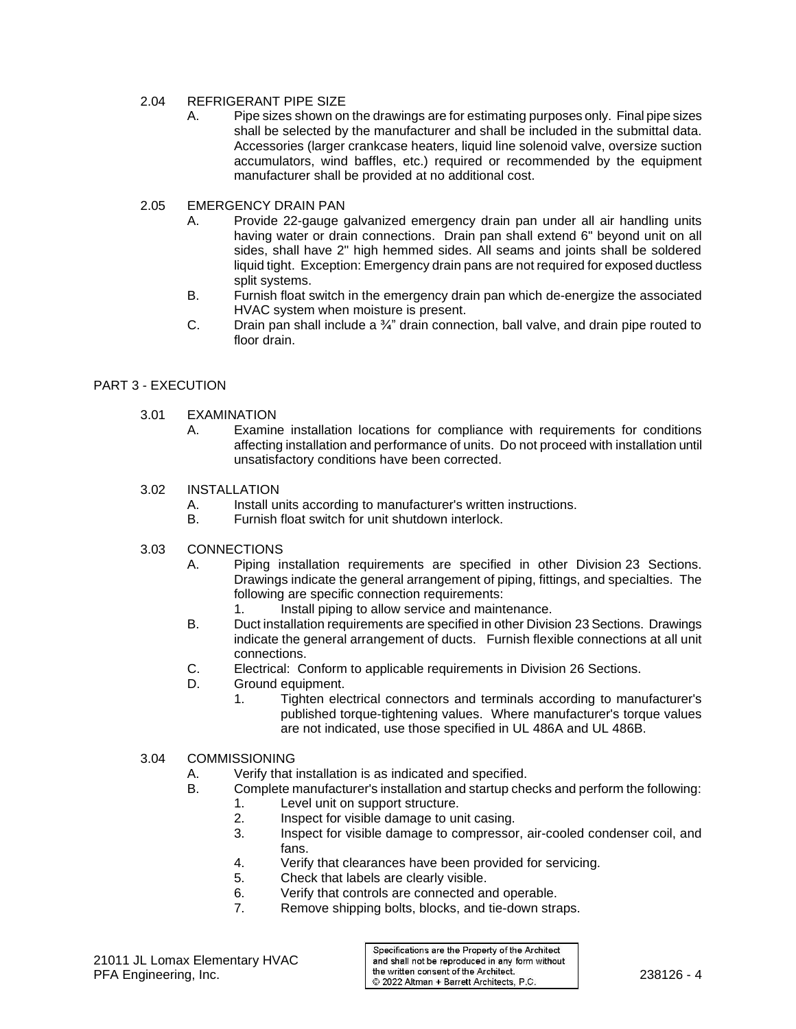2.04 REFRIGERANT PIPE SIZE

A. Pipe sizes shown on the drawings are for estimating purposes only. Final pipe sizes shall be selected by the manufacturer and shall be included in the submittal data. Accessories (larger crankcase heaters, liquid line solenoid valve, oversize suction accumulators, wind baffles, etc.) required or recommended by the equipment manufacturer shall be provided at no additional cost.

2.05 EMERGENCY DRAIN PAN

A. Provide 22-gauge galvanized emergency drain pan under all air handling units having water or drain connections. Drain pan shall extend 6" beyond unit on all sides, shall have 2" high hemmed sides. All seams and joints shall be soldered liquid tight. Exception: Emergency drain pans are not required for exposed ductless split systems.

B. Furnish float switch in the emergency drain pan which de-energize the associated HVAC system when moisture is present.

C. Drain pan shall include a ¾" drain connection, ball valve, and drain pipe routed to floor drain.

## PART 3 - EXECUTION

3.01 EXAMINATION

A. Examine installation locations for compliance with requirements for conditions affecting installation and performance of units. Do not proceed with installation until unsatisfactory conditions have been corrected.

3.02 INSTALLATION

A. Install units according to manufacturer's written instructions.

B. Furnish float switch for unit shutdown interlock.

3.03 CONNECTIONS

A. Piping installation requirements are specified in other Division 23 Sections. Drawings indicate the general arrangement of piping, fittings, and specialties. The following are specific connection requirements:
   1. Install piping to allow service and maintenance.

B. Duct installation requirements are specified in other Division 23 Sections. Drawings indicate the general arrangement of ducts. Furnish flexible connections at all unit connections.

C. Electrical: Conform to applicable requirements in Division 26 Sections.

D. Ground equipment.
   1. Tighten electrical connectors and terminals according to manufacturer's published torque-tightening values. Where manufacturer's torque values are not indicated, use those specified in UL 486A and UL 486B.

3.04 COMMISSIONING

A. Verify that installation is as indicated and specified.

B. Complete manufacturer's installation and startup checks and perform the following:
   1. Level unit on support structure.
   2. Inspect for visible damage to unit casing.
   3. Inspect for visible damage to compressor, air-cooled condenser coil, and fans.
   4. Verify that clearances have been provided for servicing.
   5. Check that labels are clearly visible.
   6. Verify that controls are connected and operable.
   7. Remove shipping bolts, blocks, and tie-down straps.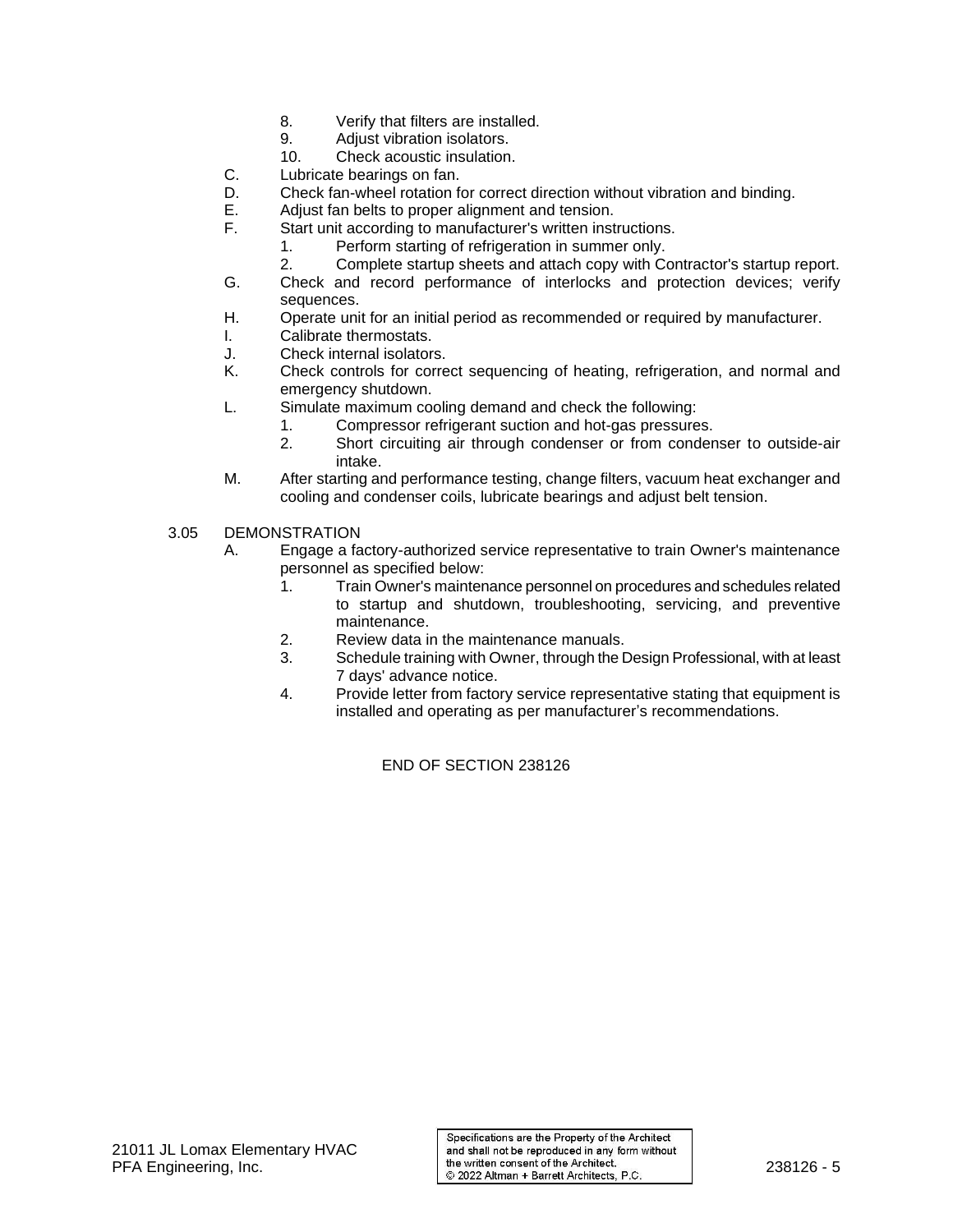8. Verify that filters are installed.
9. Adjust vibration isolators.
10. Check acoustic insulation.

C. Lubricate bearings on fan.

D. Check fan-wheel rotation for correct direction without vibration and binding.

E. Adjust fan belts to proper alignment and tension.

F. Start unit according to manufacturer's written instructions.
   1. Perform starting of refrigeration in summer only.
   2. Complete startup sheets and attach copy with Contractor's startup report.

G. Check and record performance of interlocks and protection devices; verify sequences.

H. Operate unit for an initial period as recommended or required by manufacturer.

I. Calibrate thermostats.

J. Check internal isolators.

K. Check controls for correct sequencing of heating, refrigeration, and normal and emergency shutdown.

L. Simulate maximum cooling demand and check the following:
   1. Compressor refrigerant suction and hot-gas pressures.
   2. Short circuiting air through condenser or from condenser to outside-air intake.

M. After starting and performance testing, change filters, vacuum heat exchanger and cooling and condenser coils, lubricate bearings and adjust belt tension.

## 3.05 DEMONSTRATION

A. Engage a factory-authorized service representative to train Owner's maintenance personnel as specified below:
   1. Train Owner's maintenance personnel on procedures and schedules related to startup and shutdown, troubleshooting, servicing, and preventive maintenance.
   2. Review data in the maintenance manuals.
   3. Schedule training with Owner, through the Design Professional, with at least 7 days' advance notice.
   4. Provide letter from factory service representative stating that equipment is installed and operating as per manufacturer's recommendations.

END OF SECTION 238126